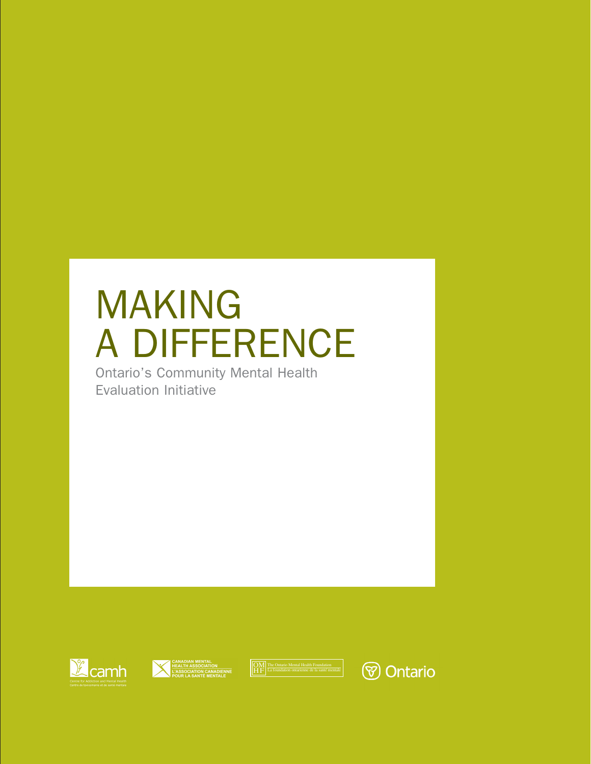# MAKING A DIFFERENCE

Ontario's Community Mental Health Evaluation Initiative

camh
Centre for Addiction and Mental Health
Centre de toxicomanie et de santé mentale

CANADIAN MENTAL HEALTH ASSOCIATION
L'ASSOCIATION CANADIENNE POUR LA SANTÉ MENTALE

OMHF The Ontario Mental Health Foundation
La fondation ontarienne de la santé mentale

Ontario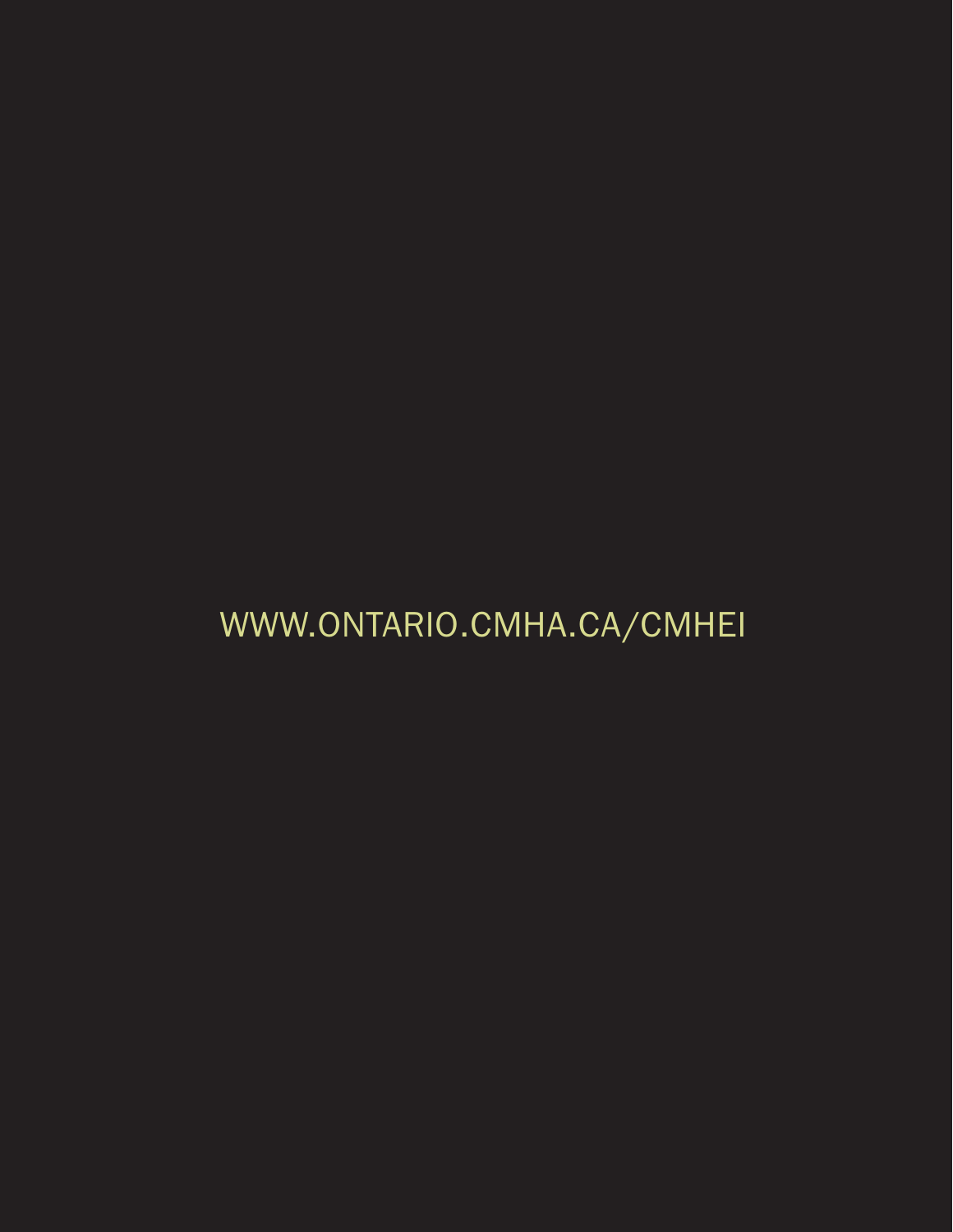WWW.ONTARIO.CMHA.CA/CMHEI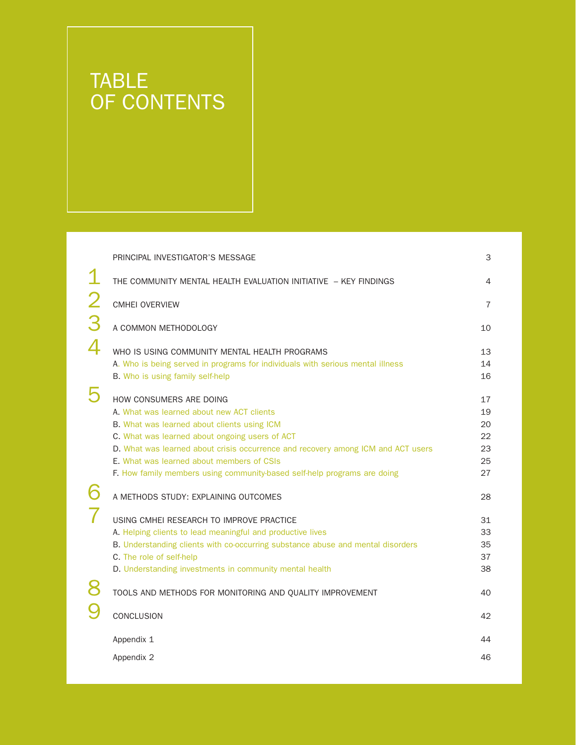# TABLE OF CONTENTS

| | | |
|---|---|---|
| | PRINCIPAL INVESTIGATOR'S MESSAGE | 3 |
| 1 | THE COMMUNITY MENTAL HEALTH EVALUATION INITIATIVE – KEY FINDINGS | 4 |
| 2 | CMHEI OVERVIEW | 7 |
| 3 | A COMMON METHODOLOGY | 10 |
| 4 | WHO IS USING COMMUNITY MENTAL HEALTH PROGRAMS | 13 |
| | A. Who is being served in programs for individuals with serious mental illness | 14 |
| | B. Who is using family self-help | 16 |
| 5 | HOW CONSUMERS ARE DOING | 17 |
| | A. What was learned about new ACT clients | 19 |
| | B. What was learned about clients using ICM | 20 |
| | C. What was learned about ongoing users of ACT | 22 |
| | D. What was learned about crisis occurrence and recovery among ICM and ACT users | 23 |
| | E. What was learned about members of CSIs | 25 |
| | F. How family members using community-based self-help programs are doing | 27 |
| 6 | A METHODS STUDY: EXPLAINING OUTCOMES | 28 |
| 7 | USING CMHEI RESEARCH TO IMPROVE PRACTICE | 31 |
| | A. Helping clients to lead meaningful and productive lives | 33 |
| | B. Understanding clients with co-occurring substance abuse and mental disorders | 35 |
| | C. The role of self-help | 37 |
| | D. Understanding investments in community mental health | 38 |
| 8 | TOOLS AND METHODS FOR MONITORING AND QUALITY IMPROVEMENT | 40 |
| 9 | CONCLUSION | 42 |
| | Appendix 1 | 44 |
| | Appendix 2 | 46 |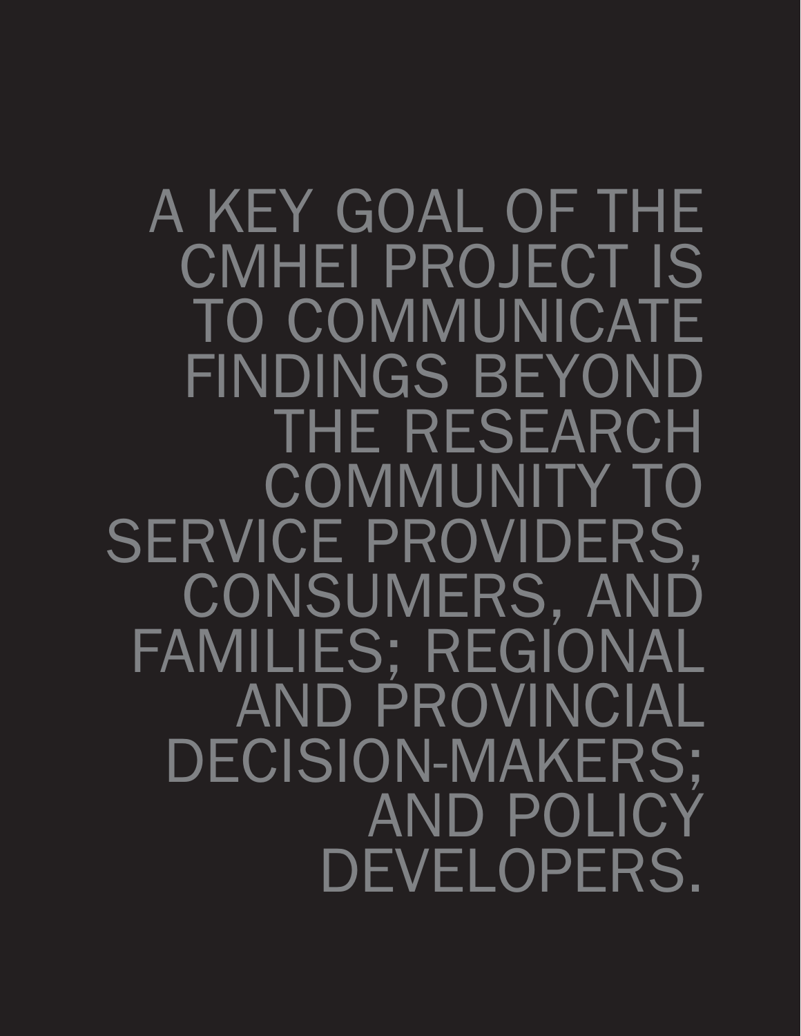A KEY GOAL OF THE CMHEI PROJECT IS TO COMMUNICATE FINDINGS BEYOND THE RESEARCH COMMUNITY TO SERVICE PROVIDERS, CONSUMERS, AND FAMILIES; REGIONAL AND PROVINCIAL DECISION-MAKERS; AND POLICY DEVELOPERS.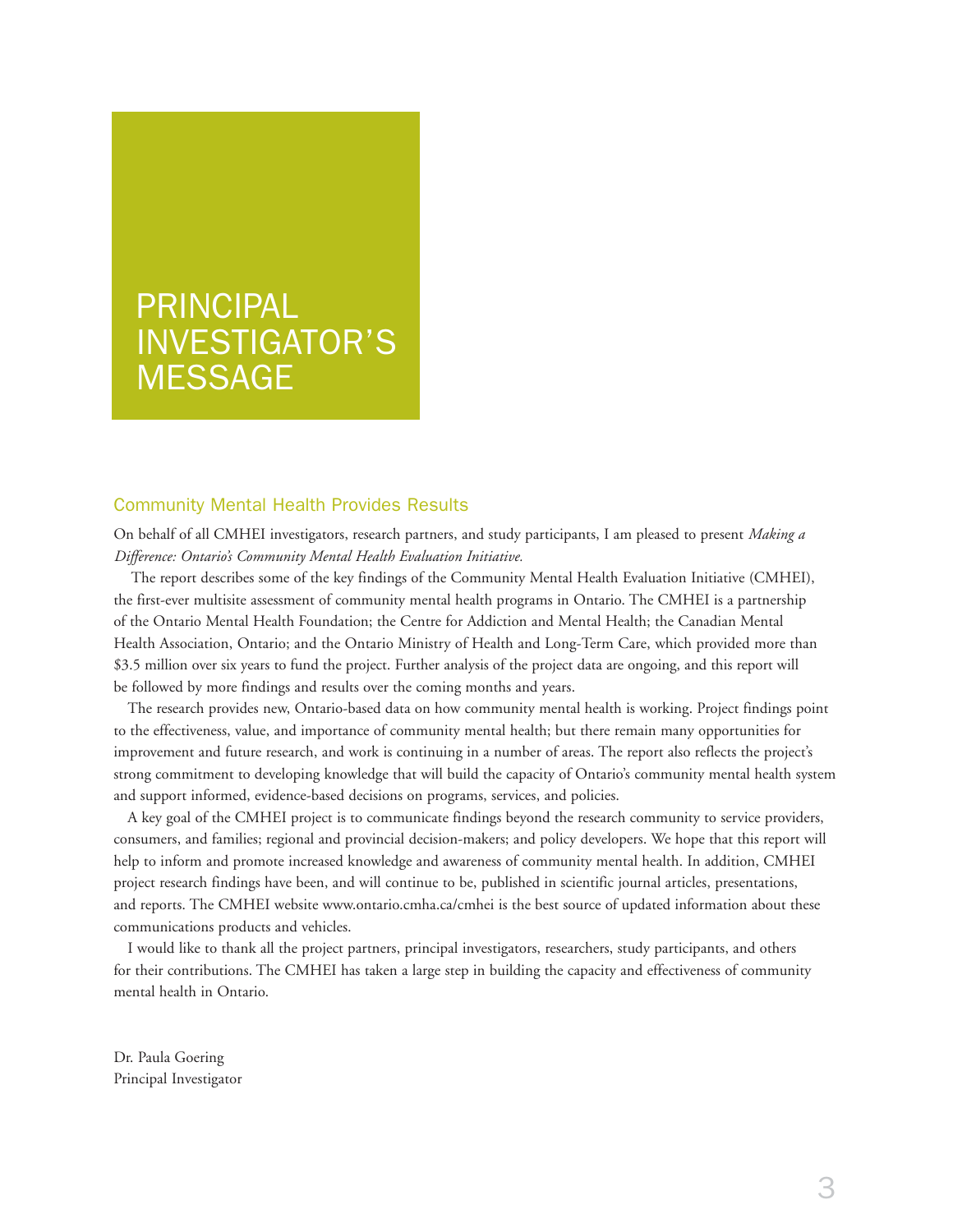# PRINCIPAL INVESTIGATOR'S MESSAGE

## Community Mental Health Provides Results

On behalf of all CMHEI investigators, research partners, and study participants, I am pleased to present *Making a Difference: Ontario's Community Mental Health Evaluation Initiative.*

The report describes some of the key findings of the Community Mental Health Evaluation Initiative (CMHEI), the first-ever multisite assessment of community mental health programs in Ontario. The CMHEI is a partnership of the Ontario Mental Health Foundation; the Centre for Addiction and Mental Health; the Canadian Mental Health Association, Ontario; and the Ontario Ministry of Health and Long-Term Care, which provided more than $3.5 million over six years to fund the project. Further analysis of the project data are ongoing, and this report will be followed by more findings and results over the coming months and years.

The research provides new, Ontario-based data on how community mental health is working. Project findings point to the effectiveness, value, and importance of community mental health; but there remain many opportunities for improvement and future research, and work is continuing in a number of areas. The report also reflects the project's strong commitment to developing knowledge that will build the capacity of Ontario's community mental health system and support informed, evidence-based decisions on programs, services, and policies.

A key goal of the CMHEI project is to communicate findings beyond the research community to service providers, consumers, and families; regional and provincial decision-makers; and policy developers. We hope that this report will help to inform and promote increased knowledge and awareness of community mental health. In addition, CMHEI project research findings have been, and will continue to be, published in scientific journal articles, presentations, and reports. The CMHEI website www.ontario.cmha.ca/cmhei is the best source of updated information about these communications products and vehicles.

I would like to thank all the project partners, principal investigators, researchers, study participants, and others for their contributions. The CMHEI has taken a large step in building the capacity and effectiveness of community mental health in Ontario.

Dr. Paula Goering
Principal Investigator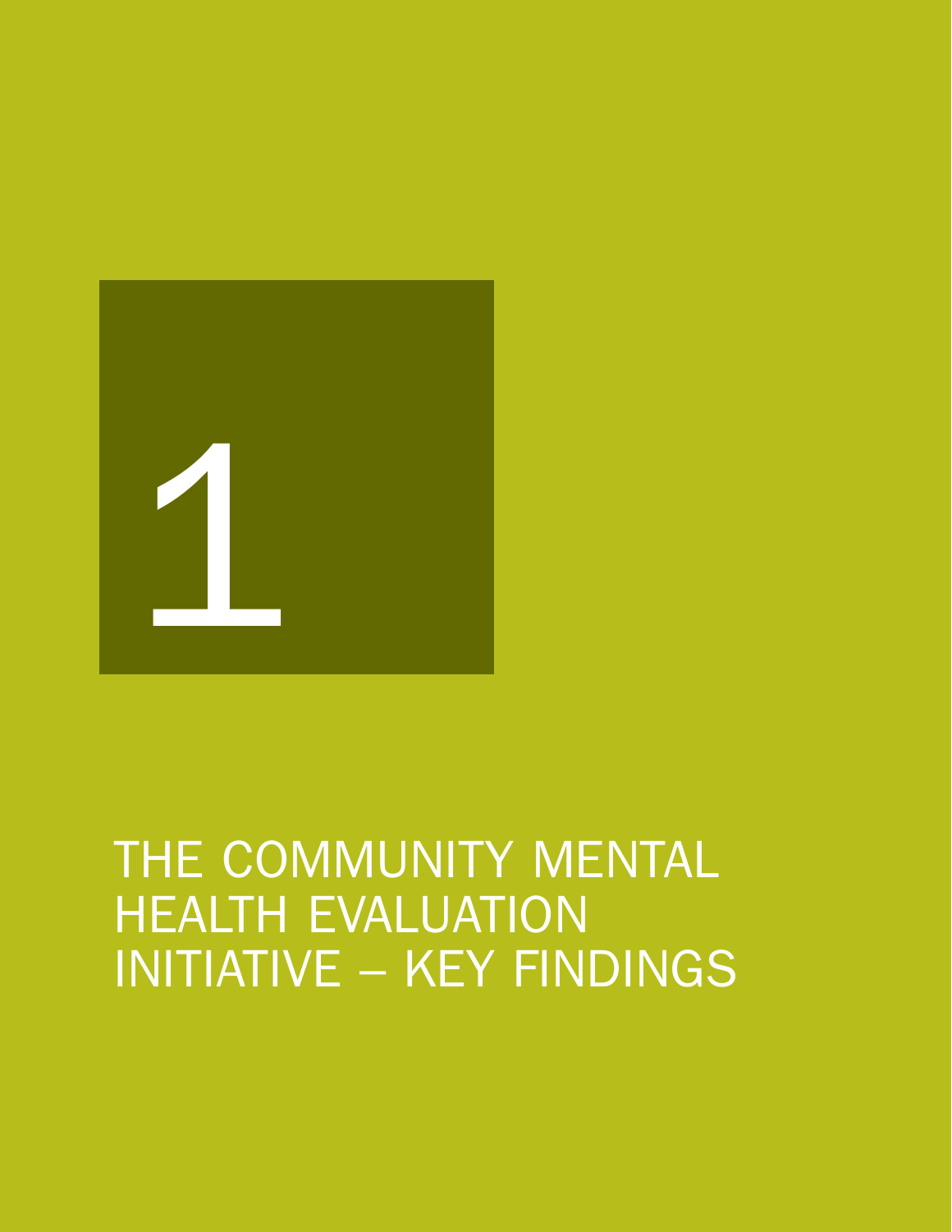# 1

# THE COMMUNITY MENTAL HEALTH EVALUATION INITIATIVE – KEY FINDINGS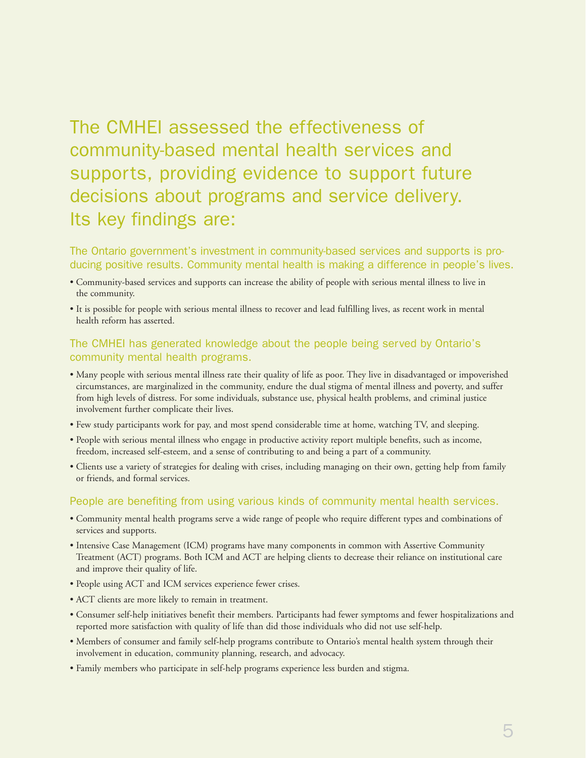## The CMHEI assessed the effectiveness of community-based mental health services and supports, providing evidence to support future decisions about programs and service delivery. Its key findings are:

### The Ontario government's investment in community-based services and supports is producing positive results. Community mental health is making a difference in people's lives.

- Community-based services and supports can increase the ability of people with serious mental illness to live in the community.
- It is possible for people with serious mental illness to recover and lead fulfilling lives, as recent work in mental health reform has asserted.

### The CMHEI has generated knowledge about the people being served by Ontario's community mental health programs.

- Many people with serious mental illness rate their quality of life as poor. They live in disadvantaged or impoverished circumstances, are marginalized in the community, endure the dual stigma of mental illness and poverty, and suffer from high levels of distress. For some individuals, substance use, physical health problems, and criminal justice involvement further complicate their lives.
- Few study participants work for pay, and most spend considerable time at home, watching TV, and sleeping.
- People with serious mental illness who engage in productive activity report multiple benefits, such as income, freedom, increased self-esteem, and a sense of contributing to and being a part of a community.
- Clients use a variety of strategies for dealing with crises, including managing on their own, getting help from family or friends, and formal services.

### People are benefiting from using various kinds of community mental health services.

- Community mental health programs serve a wide range of people who require different types and combinations of services and supports.
- Intensive Case Management (ICM) programs have many components in common with Assertive Community Treatment (ACT) programs. Both ICM and ACT are helping clients to decrease their reliance on institutional care and improve their quality of life.
- People using ACT and ICM services experience fewer crises.
- ACT clients are more likely to remain in treatment.
- Consumer self-help initiatives benefit their members. Participants had fewer symptoms and fewer hospitalizations and reported more satisfaction with quality of life than did those individuals who did not use self-help.
- Members of consumer and family self-help programs contribute to Ontario's mental health system through their involvement in education, community planning, research, and advocacy.
- Family members who participate in self-help programs experience less burden and stigma.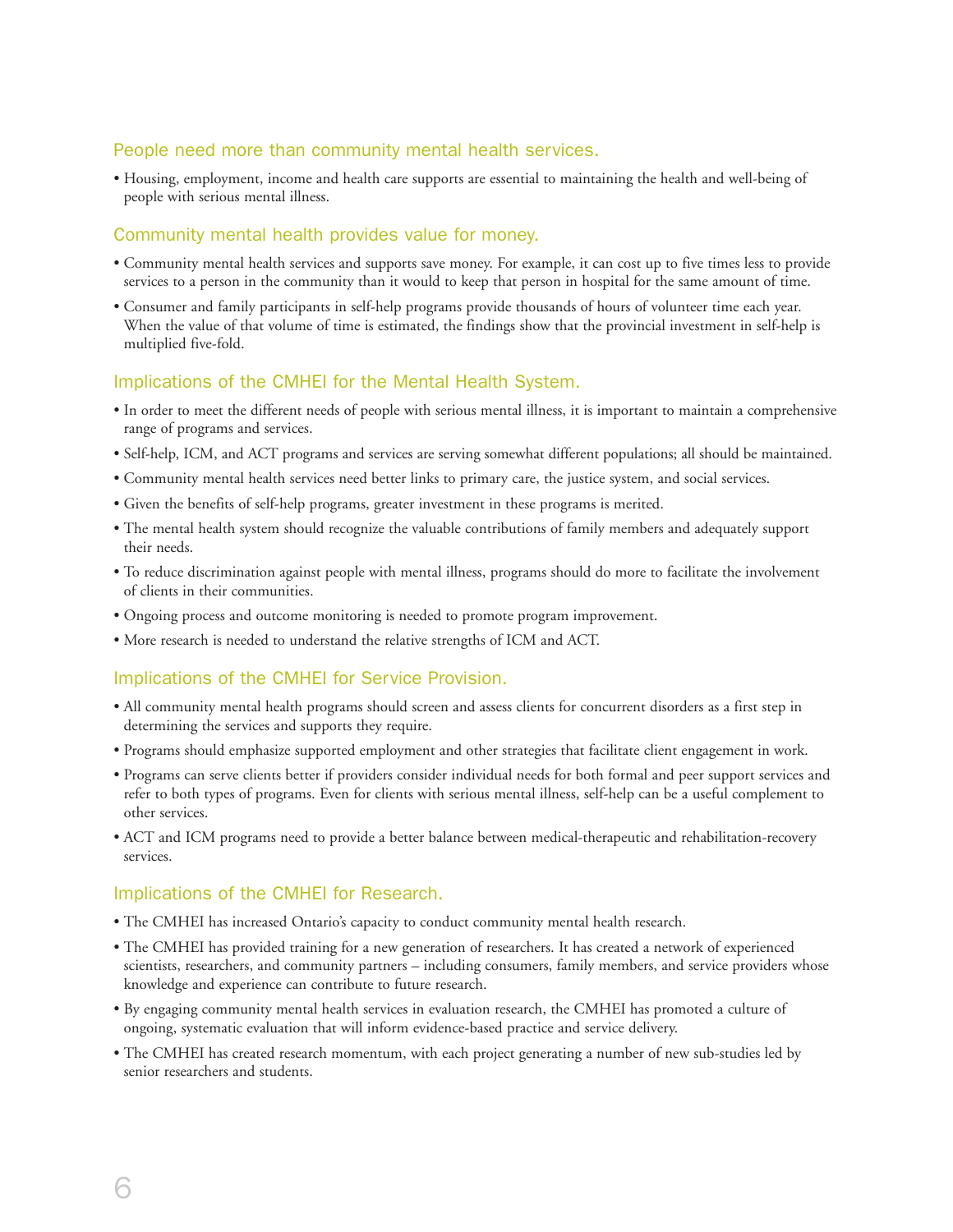### People need more than community mental health services.

- Housing, employment, income and health care supports are essential to maintaining the health and well-being of people with serious mental illness.

### Community mental health provides value for money.

- Community mental health services and supports save money. For example, it can cost up to five times less to provide services to a person in the community than it would to keep that person in hospital for the same amount of time.
- Consumer and family participants in self-help programs provide thousands of hours of volunteer time each year. When the value of that volume of time is estimated, the findings show that the provincial investment in self-help is multiplied five-fold.

### Implications of the CMHEI for the Mental Health System.

- In order to meet the different needs of people with serious mental illness, it is important to maintain a comprehensive range of programs and services.
- Self-help, ICM, and ACT programs and services are serving somewhat different populations; all should be maintained.
- Community mental health services need better links to primary care, the justice system, and social services.
- Given the benefits of self-help programs, greater investment in these programs is merited.
- The mental health system should recognize the valuable contributions of family members and adequately support their needs.
- To reduce discrimination against people with mental illness, programs should do more to facilitate the involvement of clients in their communities.
- Ongoing process and outcome monitoring is needed to promote program improvement.
- More research is needed to understand the relative strengths of ICM and ACT.

### Implications of the CMHEI for Service Provision.

- All community mental health programs should screen and assess clients for concurrent disorders as a first step in determining the services and supports they require.
- Programs should emphasize supported employment and other strategies that facilitate client engagement in work.
- Programs can serve clients better if providers consider individual needs for both formal and peer support services and refer to both types of programs. Even for clients with serious mental illness, self-help can be a useful complement to other services.
- ACT and ICM programs need to provide a better balance between medical-therapeutic and rehabilitation-recovery services.

### Implications of the CMHEI for Research.

- The CMHEI has increased Ontario's capacity to conduct community mental health research.
- The CMHEI has provided training for a new generation of researchers. It has created a network of experienced scientists, researchers, and community partners – including consumers, family members, and service providers whose knowledge and experience can contribute to future research.
- By engaging community mental health services in evaluation research, the CMHEI has promoted a culture of ongoing, systematic evaluation that will inform evidence-based practice and service delivery.
- The CMHEI has created research momentum, with each project generating a number of new sub-studies led by senior researchers and students.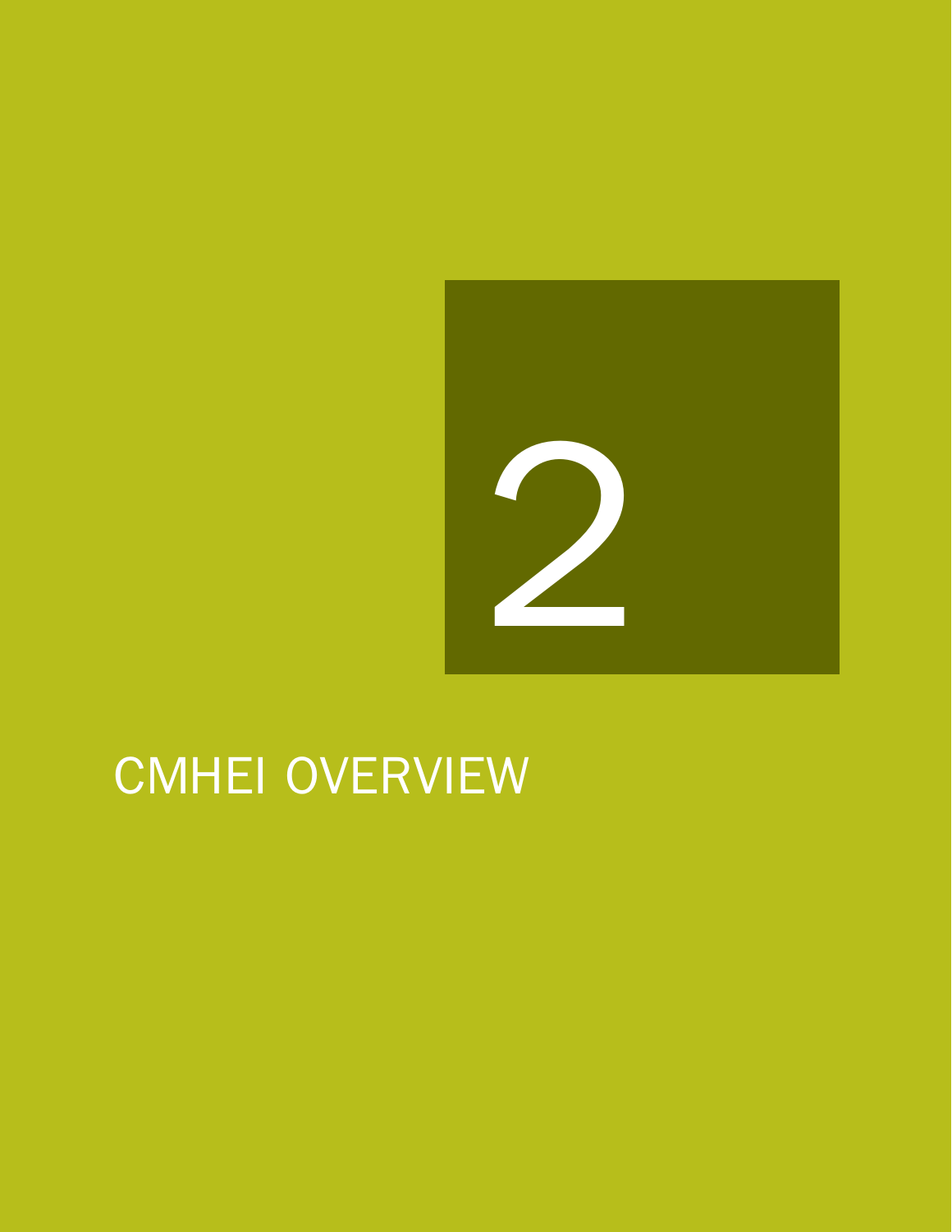# 2

# CMHEI OVERVIEW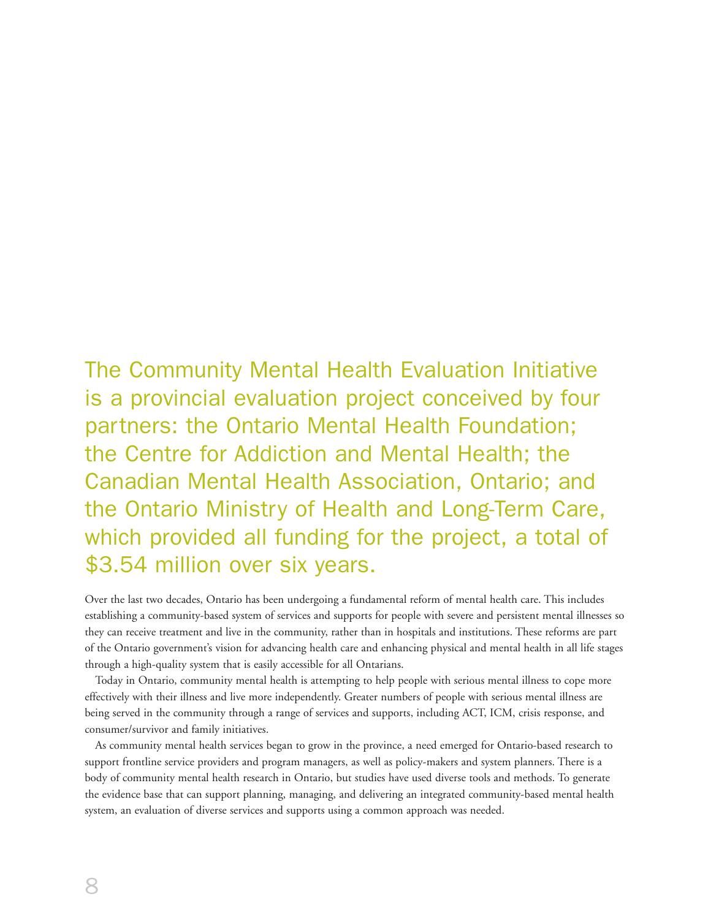The Community Mental Health Evaluation Initiative is a provincial evaluation project conceived by four partners: the Ontario Mental Health Foundation; the Centre for Addiction and Mental Health; the Canadian Mental Health Association, Ontario; and the Ontario Ministry of Health and Long-Term Care, which provided all funding for the project, a total of $3.54 million over six years.

Over the last two decades, Ontario has been undergoing a fundamental reform of mental health care. This includes establishing a community-based system of services and supports for people with severe and persistent mental illnesses so they can receive treatment and live in the community, rather than in hospitals and institutions. These reforms are part of the Ontario government's vision for advancing health care and enhancing physical and mental health in all life stages through a high-quality system that is easily accessible for all Ontarians.

Today in Ontario, community mental health is attempting to help people with serious mental illness to cope more effectively with their illness and live more independently. Greater numbers of people with serious mental illness are being served in the community through a range of services and supports, including ACT, ICM, crisis response, and consumer/survivor and family initiatives.

As community mental health services began to grow in the province, a need emerged for Ontario-based research to support frontline service providers and program managers, as well as policy-makers and system planners. There is a body of community mental health research in Ontario, but studies have used diverse tools and methods. To generate the evidence base that can support planning, managing, and delivering an integrated community-based mental health system, an evaluation of diverse services and supports using a common approach was needed.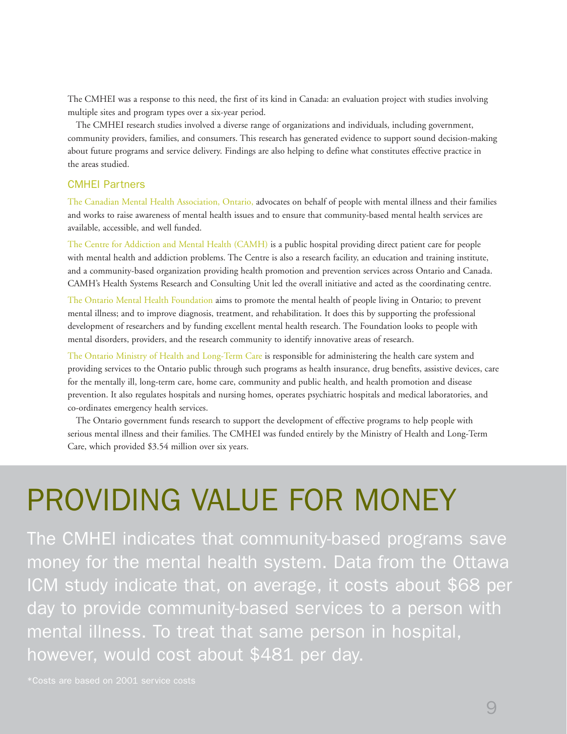The CMHEI was a response to this need, the first of its kind in Canada: an evaluation project with studies involving multiple sites and program types over a six-year period.

The CMHEI research studies involved a diverse range of organizations and individuals, including government, community providers, families, and consumers. This research has generated evidence to support sound decision-making about future programs and service delivery. Findings are also helping to define what constitutes effective practice in the areas studied.

### CMHEI Partners

The Canadian Mental Health Association, Ontario, advocates on behalf of people with mental illness and their families and works to raise awareness of mental health issues and to ensure that community-based mental health services are available, accessible, and well funded.

The Centre for Addiction and Mental Health (CAMH) is a public hospital providing direct patient care for people with mental health and addiction problems. The Centre is also a research facility, an education and training institute, and a community-based organization providing health promotion and prevention services across Ontario and Canada. CAMH's Health Systems Research and Consulting Unit led the overall initiative and acted as the coordinating centre.

The Ontario Mental Health Foundation aims to promote the mental health of people living in Ontario; to prevent mental illness; and to improve diagnosis, treatment, and rehabilitation. It does this by supporting the professional development of researchers and by funding excellent mental health research. The Foundation looks to people with mental disorders, providers, and the research community to identify innovative areas of research.

The Ontario Ministry of Health and Long-Term Care is responsible for administering the health care system and providing services to the Ontario public through such programs as health insurance, drug benefits, assistive devices, care for the mentally ill, long-term care, home care, community and public health, and health promotion and disease prevention. It also regulates hospitals and nursing homes, operates psychiatric hospitals and medical laboratories, and co-ordinates emergency health services.

The Ontario government funds research to support the development of effective programs to help people with serious mental illness and their families. The CMHEI was funded entirely by the Ministry of Health and Long-Term Care, which provided $3.54 million over six years.

# PROVIDING VALUE FOR MONEY

The CMHEI indicates that community-based programs save money for the mental health system. Data from the Ottawa ICM study indicate that, on average, it costs about $68 per day to provide community-based services to a person with mental illness. To treat that same person in hospital, however, would cost about $481 per day.

*Costs are based on 2001 service costs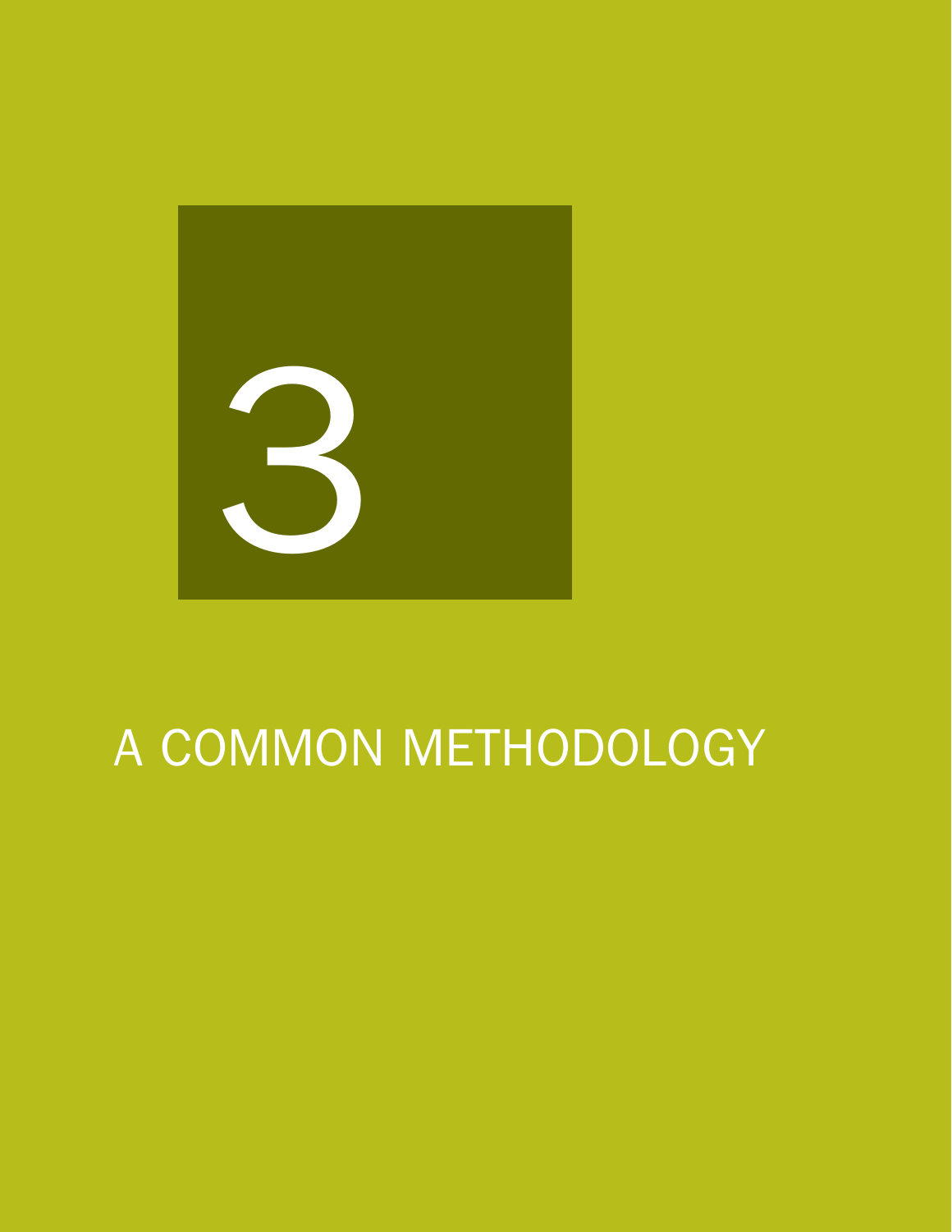# 3

# A COMMON METHODOLOGY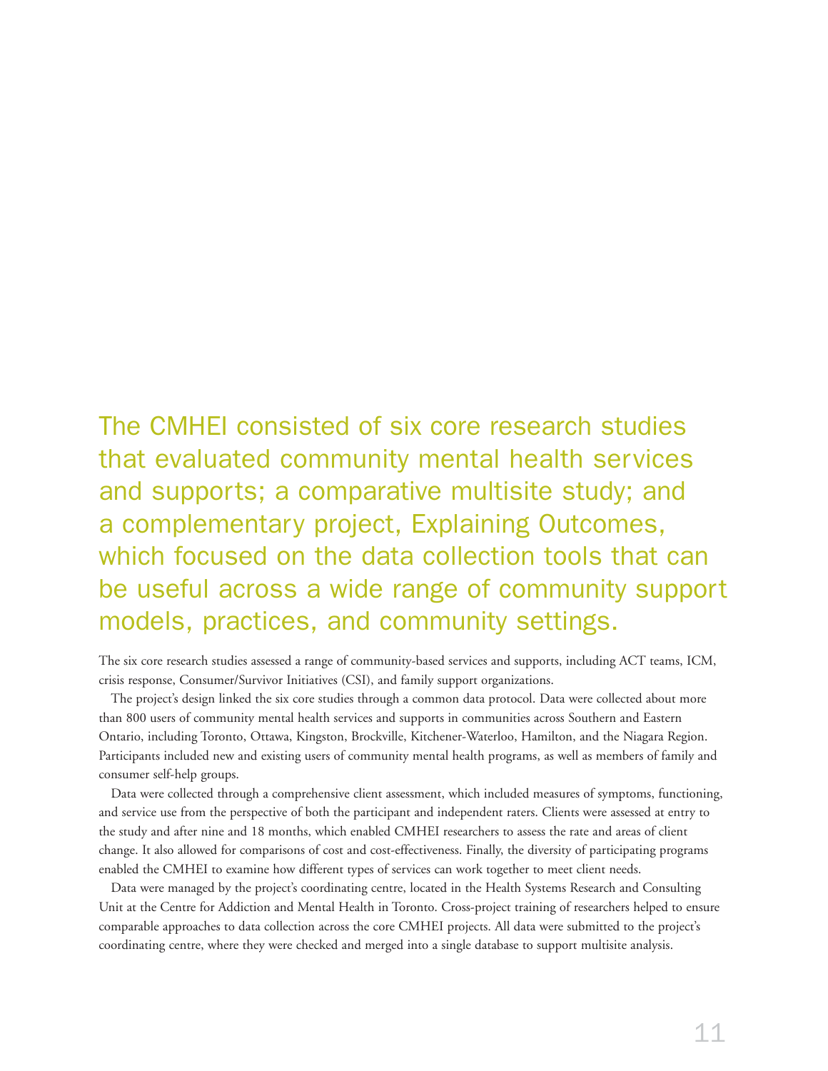## The CMHEI consisted of six core research studies that evaluated community mental health services and supports; a comparative multisite study; and a complementary project, Explaining Outcomes, which focused on the data collection tools that can be useful across a wide range of community support models, practices, and community settings.

The six core research studies assessed a range of community-based services and supports, including ACT teams, ICM, crisis response, Consumer/Survivor Initiatives (CSI), and family support organizations.

The project's design linked the six core studies through a common data protocol. Data were collected about more than 800 users of community mental health services and supports in communities across Southern and Eastern Ontario, including Toronto, Ottawa, Kingston, Brockville, Kitchener-Waterloo, Hamilton, and the Niagara Region. Participants included new and existing users of community mental health programs, as well as members of family and consumer self-help groups.

Data were collected through a comprehensive client assessment, which included measures of symptoms, functioning, and service use from the perspective of both the participant and independent raters. Clients were assessed at entry to the study and after nine and 18 months, which enabled CMHEI researchers to assess the rate and areas of client change. It also allowed for comparisons of cost and cost-effectiveness. Finally, the diversity of participating programs enabled the CMHEI to examine how different types of services can work together to meet client needs.

Data were managed by the project's coordinating centre, located in the Health Systems Research and Consulting Unit at the Centre for Addiction and Mental Health in Toronto. Cross-project training of researchers helped to ensure comparable approaches to data collection across the core CMHEI projects. All data were submitted to the project's coordinating centre, where they were checked and merged into a single database to support multisite analysis.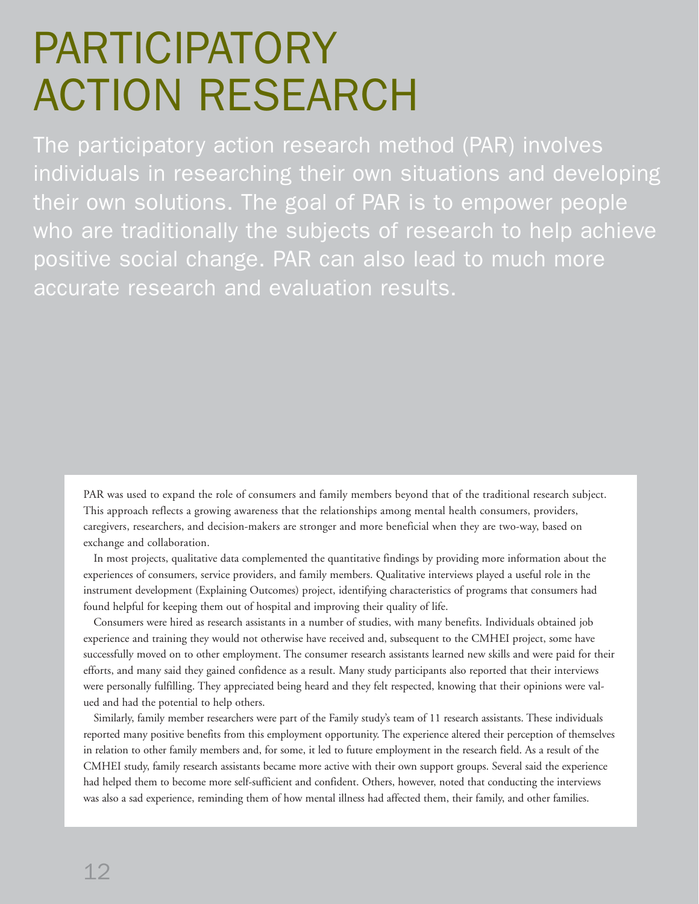# PARTICIPATORY ACTION RESEARCH

The participatory action research method (PAR) involves individuals in researching their own situations and developing their own solutions. The goal of PAR is to empower people who are traditionally the subjects of research to help achieve positive social change. PAR can also lead to much more accurate research and evaluation results.

PAR was used to expand the role of consumers and family members beyond that of the traditional research subject. This approach reflects a growing awareness that the relationships among mental health consumers, providers, caregivers, researchers, and decision-makers are stronger and more beneficial when they are two-way, based on exchange and collaboration.

In most projects, qualitative data complemented the quantitative findings by providing more information about the experiences of consumers, service providers, and family members. Qualitative interviews played a useful role in the instrument development (Explaining Outcomes) project, identifying characteristics of programs that consumers had found helpful for keeping them out of hospital and improving their quality of life.

Consumers were hired as research assistants in a number of studies, with many benefits. Individuals obtained job experience and training they would not otherwise have received and, subsequent to the CMHEI project, some have successfully moved on to other employment. The consumer research assistants learned new skills and were paid for their efforts, and many said they gained confidence as a result. Many study participants also reported that their interviews were personally fulfilling. They appreciated being heard and they felt respected, knowing that their opinions were valued and had the potential to help others.

Similarly, family member researchers were part of the Family study's team of 11 research assistants. These individuals reported many positive benefits from this employment opportunity. The experience altered their perception of themselves in relation to other family members and, for some, it led to future employment in the research field. As a result of the CMHEI study, family research assistants became more active with their own support groups. Several said the experience had helped them to become more self-sufficient and confident. Others, however, noted that conducting the interviews was also a sad experience, reminding them of how mental illness had affected them, their family, and other families.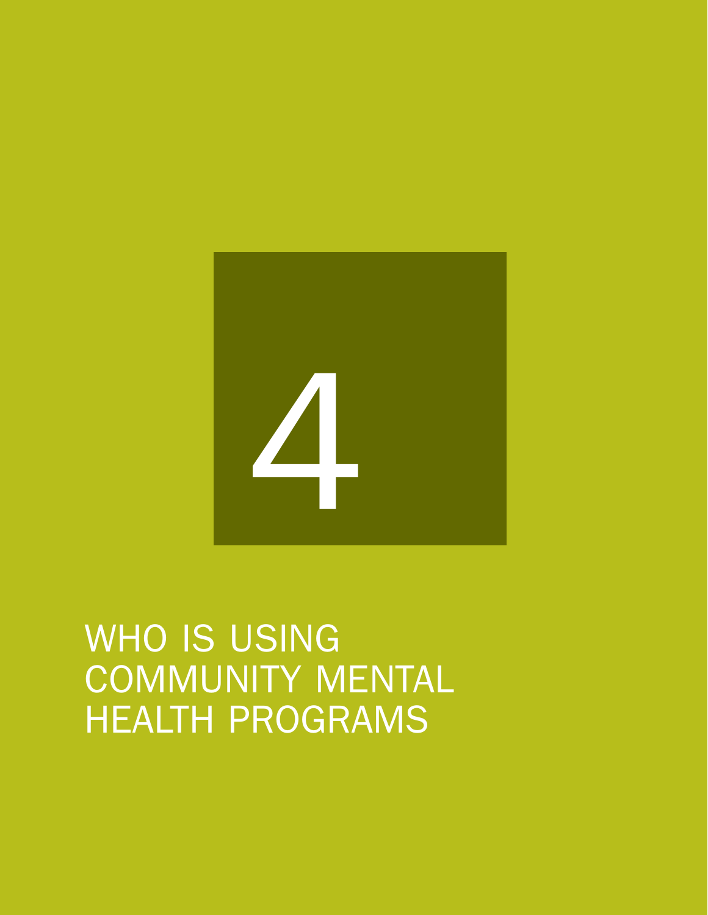# 4

# WHO IS USING COMMUNITY MENTAL HEALTH PROGRAMS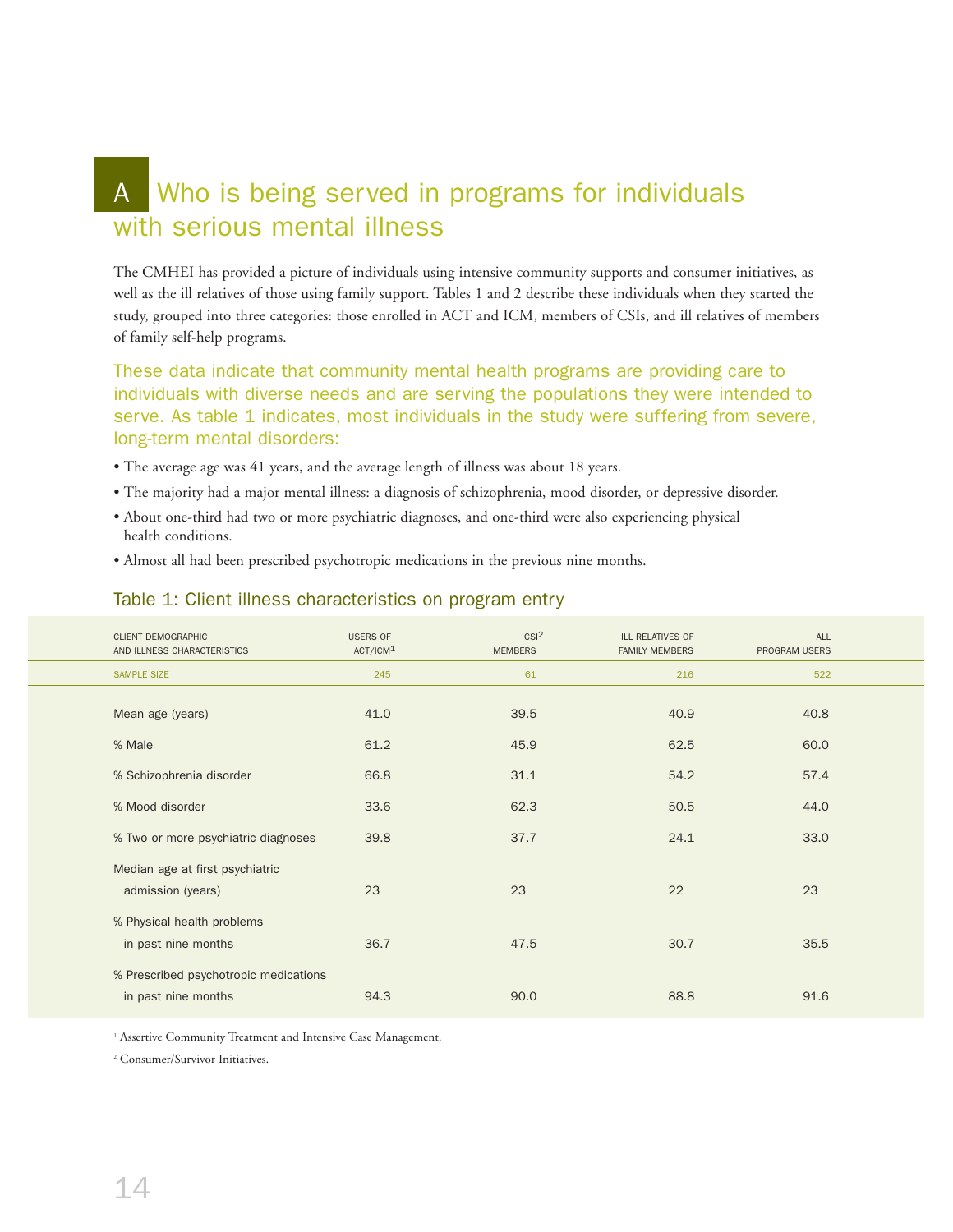# A Who is being served in programs for individuals with serious mental illness

The CMHEI has provided a picture of individuals using intensive community supports and consumer initiatives, as well as the ill relatives of those using family support. Tables 1 and 2 describe these individuals when they started the study, grouped into three categories: those enrolled in ACT and ICM, members of CSIs, and ill relatives of members of family self-help programs.

These data indicate that community mental health programs are providing care to individuals with diverse needs and are serving the populations they were intended to serve. As table 1 indicates, most individuals in the study were suffering from severe, long-term mental disorders:

- The average age was 41 years, and the average length of illness was about 18 years.
- The majority had a major mental illness: a diagnosis of schizophrenia, mood disorder, or depressive disorder.
- About one-third had two or more psychiatric diagnoses, and one-third were also experiencing physical health conditions.
- Almost all had been prescribed psychotropic medications in the previous nine months.

## Table 1: Client illness characteristics on program entry

| CLIENT DEMOGRAPHIC AND ILLNESS CHARACTERISTICS | USERS OF ACT/ICM[1] | CSI[2] MEMBERS | ILL RELATIVES OF FAMILY MEMBERS | ALL PROGRAM USERS |
|---|---|---|---|---|
| SAMPLE SIZE | 245 | 61 | 216 | 522 |
| Mean age (years) | 41.0 | 39.5 | 40.9 | 40.8 |
| % Male | 61.2 | 45.9 | 62.5 | 60.0 |
| % Schizophrenia disorder | 66.8 | 31.1 | 54.2 | 57.4 |
| % Mood disorder | 33.6 | 62.3 | 50.5 | 44.0 |
| % Two or more psychiatric diagnoses | 39.8 | 37.7 | 24.1 | 33.0 |
| Median age at first psychiatric admission (years) | 23 | 23 | 22 | 23 |
| % Physical health problems in past nine months | 36.7 | 47.5 | 30.7 | 35.5 |
| % Prescribed psychotropic medications in past nine months | 94.3 | 90.0 | 88.8 | 91.6 |

[1] Assertive Community Treatment and Intensive Case Management.

[2] Consumer/Survivor Initiatives.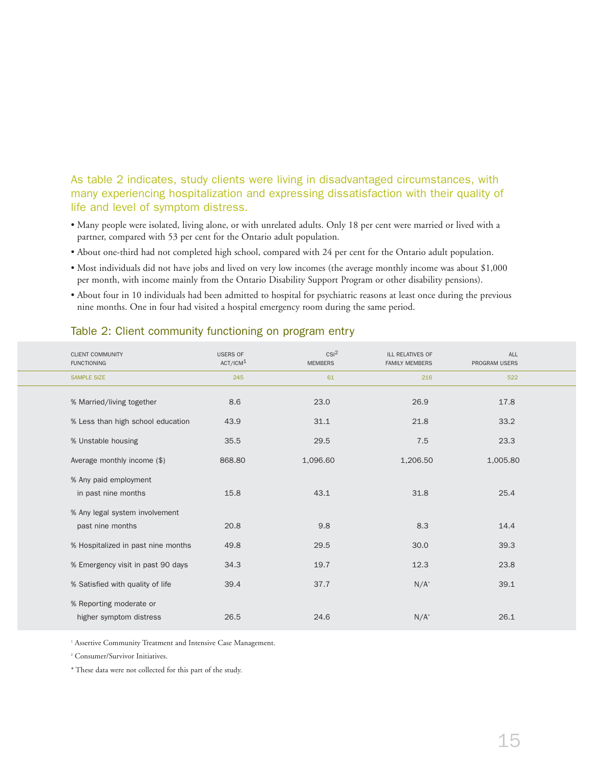As table 2 indicates, study clients were living in disadvantaged circumstances, with many experiencing hospitalization and expressing dissatisfaction with their quality of life and level of symptom distress.

- Many people were isolated, living alone, or with unrelated adults. Only 18 per cent were married or lived with a partner, compared with 53 per cent for the Ontario adult population.
- About one-third had not completed high school, compared with 24 per cent for the Ontario adult population.
- Most individuals did not have jobs and lived on very low incomes (the average monthly income was about $1,000 per month, with income mainly from the Ontario Disability Support Program or other disability pensions).
- About four in 10 individuals had been admitted to hospital for psychiatric reasons at least once during the previous nine months. One in four had visited a hospital emergency room during the same period.

### Table 2: Client community functioning on program entry

| CLIENT COMMUNITY FUNCTIONING | USERS OF ACT/ICM[1] | CSI[2] MEMBERS | ILL RELATIVES OF FAMILY MEMBERS | ALL PROGRAM USERS |
|---|---|---|---|---|
| SAMPLE SIZE | 245 | 61 | 216 | 522 |
| % Married/living together | 8.6 | 23.0 | 26.9 | 17.8 |
| % Less than high school education | 43.9 | 31.1 | 21.8 | 33.2 |
| % Unstable housing | 35.5 | 29.5 | 7.5 | 23.3 |
| Average monthly income ($) | 868.80 | 1,096.60 | 1,206.50 | 1,005.80 |
| % Any paid employment in past nine months | 15.8 | 43.1 | 31.8 | 25.4 |
| % Any legal system involvement past nine months | 20.8 | 9.8 | 8.3 | 14.4 |
| % Hospitalized in past nine months | 49.8 | 29.5 | 30.0 | 39.3 |
| % Emergency visit in past 90 days | 34.3 | 19.7 | 12.3 | 23.8 |
| % Satisfied with quality of life | 39.4 | 37.7 | N/A* | 39.1 |
| % Reporting moderate or higher symptom distress | 26.5 | 24.6 | N/A* | 26.1 |

[1] Assertive Community Treatment and Intensive Case Management.

[2] Consumer/Survivor Initiatives.

* These data were not collected for this part of the study.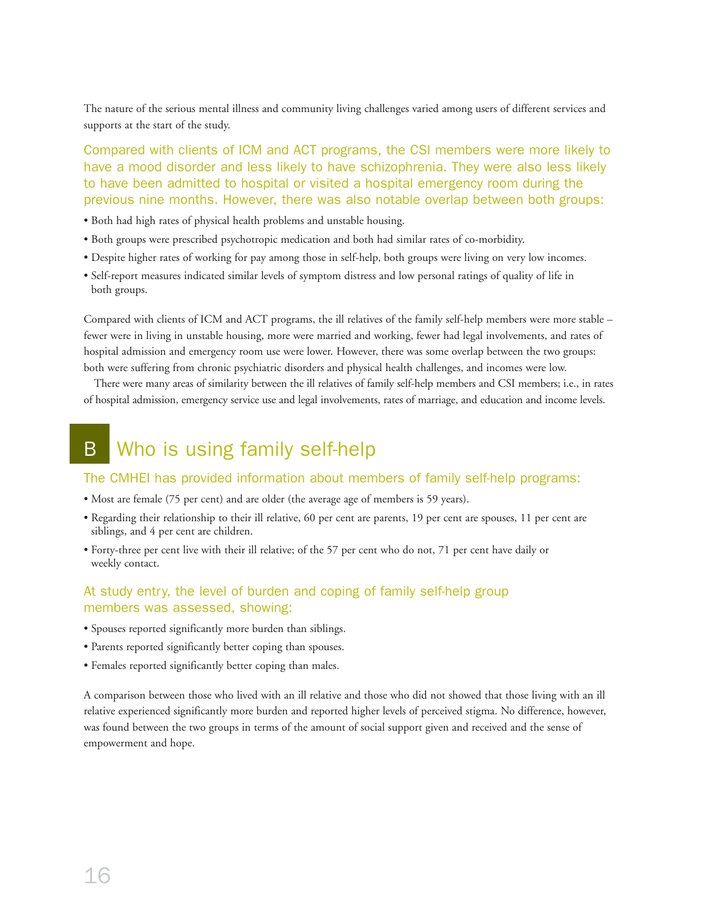The nature of the serious mental illness and community living challenges varied among users of different services and supports at the start of the study.

### Compared with clients of ICM and ACT programs, the CSI members were more likely to have a mood disorder and less likely to have schizophrenia. They were also less likely to have been admitted to hospital or visited a hospital emergency room during the previous nine months. However, there was also notable overlap between both groups:

- Both had high rates of physical health problems and unstable housing.
- Both groups were prescribed psychotropic medication and both had similar rates of co-morbidity.
- Despite higher rates of working for pay among those in self-help, both groups were living on very low incomes.
- Self-report measures indicated similar levels of symptom distress and low personal ratings of quality of life in both groups.

Compared with clients of ICM and ACT programs, the ill relatives of the family self-help members were more stable – fewer were in living in unstable housing, more were married and working, fewer had legal involvements, and rates of hospital admission and emergency room use were lower. However, there was some overlap between the two groups: both were suffering from chronic psychiatric disorders and physical health challenges, and incomes were low.

There were many areas of similarity between the ill relatives of family self-help members and CSI members; i.e., in rates of hospital admission, emergency service use and legal involvements, rates of marriage, and education and income levels.

## B Who is using family self-help

### The CMHEI has provided information about members of family self-help programs:

- Most are female (75 per cent) and are older (the average age of members is 59 years).
- Regarding their relationship to their ill relative, 60 per cent are parents, 19 per cent are spouses, 11 per cent are siblings, and 4 per cent are children.
- Forty-three per cent live with their ill relative; of the 57 per cent who do not, 71 per cent have daily or weekly contact.

### At study entry, the level of burden and coping of family self-help group members was assessed, showing:

- Spouses reported significantly more burden than siblings.
- Parents reported significantly better coping than spouses.
- Females reported significantly better coping than males.

A comparison between those who lived with an ill relative and those who did not showed that those living with an ill relative experienced significantly more burden and reported higher levels of perceived stigma. No difference, however, was found between the two groups in terms of the amount of social support given and received and the sense of empowerment and hope.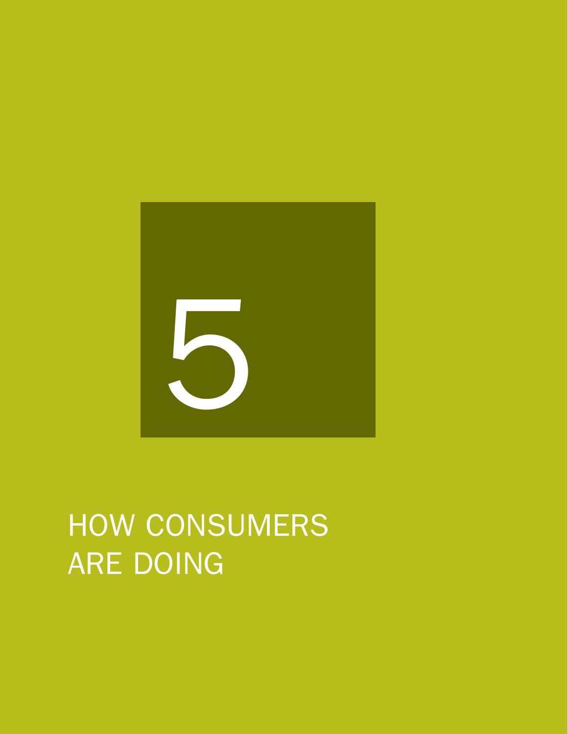# 5

# HOW CONSUMERS ARE DOING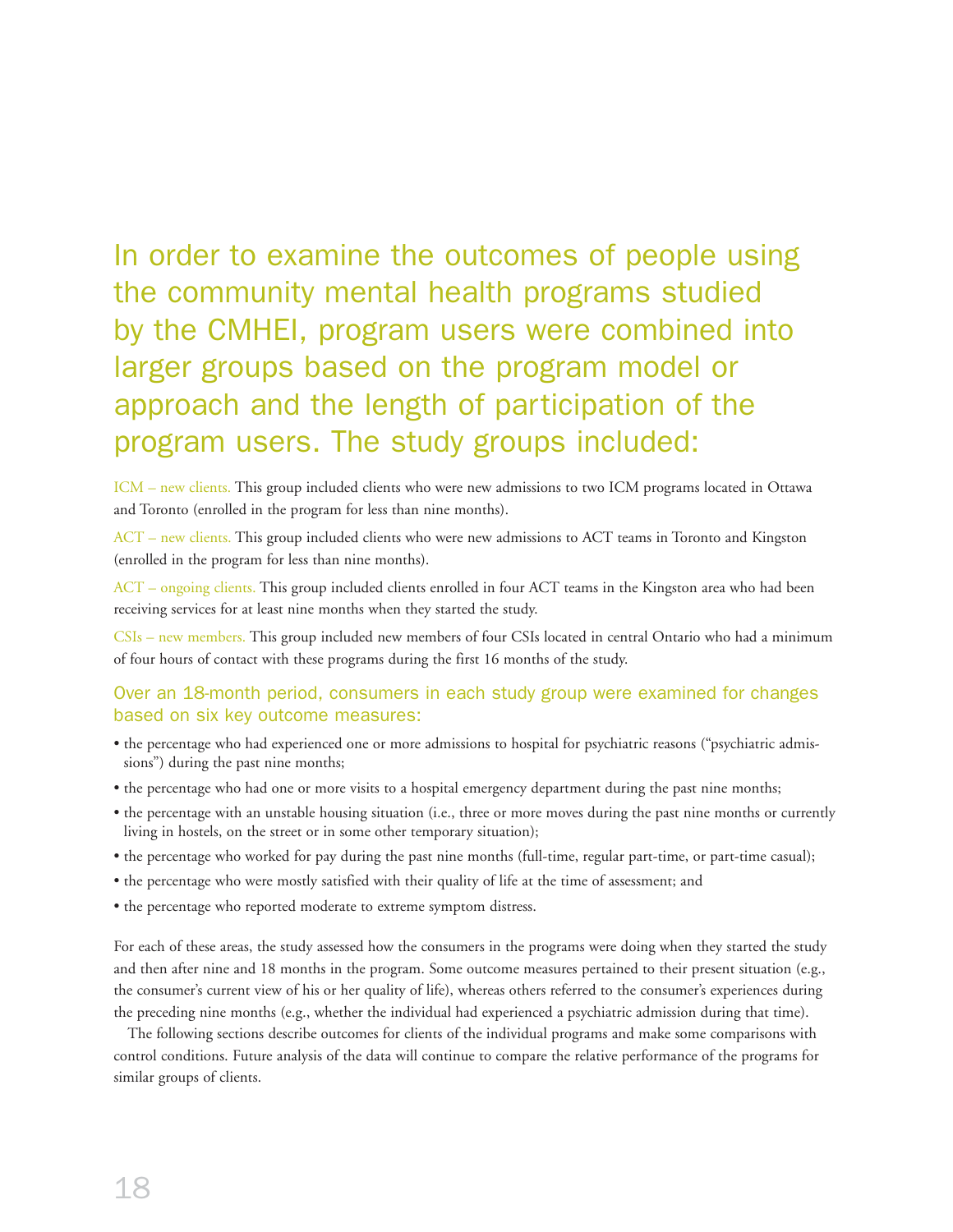## In order to examine the outcomes of people using the community mental health programs studied by the CMHEI, program users were combined into larger groups based on the program model or approach and the length of participation of the program users. The study groups included:

ICM – new clients. This group included clients who were new admissions to two ICM programs located in Ottawa and Toronto (enrolled in the program for less than nine months).

ACT – new clients. This group included clients who were new admissions to ACT teams in Toronto and Kingston (enrolled in the program for less than nine months).

ACT – ongoing clients. This group included clients enrolled in four ACT teams in the Kingston area who had been receiving services for at least nine months when they started the study.

CSIs – new members. This group included new members of four CSIs located in central Ontario who had a minimum of four hours of contact with these programs during the first 16 months of the study.

### Over an 18-month period, consumers in each study group were examined for changes based on six key outcome measures:

- the percentage who had experienced one or more admissions to hospital for psychiatric reasons ("psychiatric admissions") during the past nine months;
- the percentage who had one or more visits to a hospital emergency department during the past nine months;
- the percentage with an unstable housing situation (i.e., three or more moves during the past nine months or currently living in hostels, on the street or in some other temporary situation);
- the percentage who worked for pay during the past nine months (full-time, regular part-time, or part-time casual);
- the percentage who were mostly satisfied with their quality of life at the time of assessment; and
- the percentage who reported moderate to extreme symptom distress.

For each of these areas, the study assessed how the consumers in the programs were doing when they started the study and then after nine and 18 months in the program. Some outcome measures pertained to their present situation (e.g., the consumer's current view of his or her quality of life), whereas others referred to the consumer's experiences during the preceding nine months (e.g., whether the individual had experienced a psychiatric admission during that time).

The following sections describe outcomes for clients of the individual programs and make some comparisons with control conditions. Future analysis of the data will continue to compare the relative performance of the programs for similar groups of clients.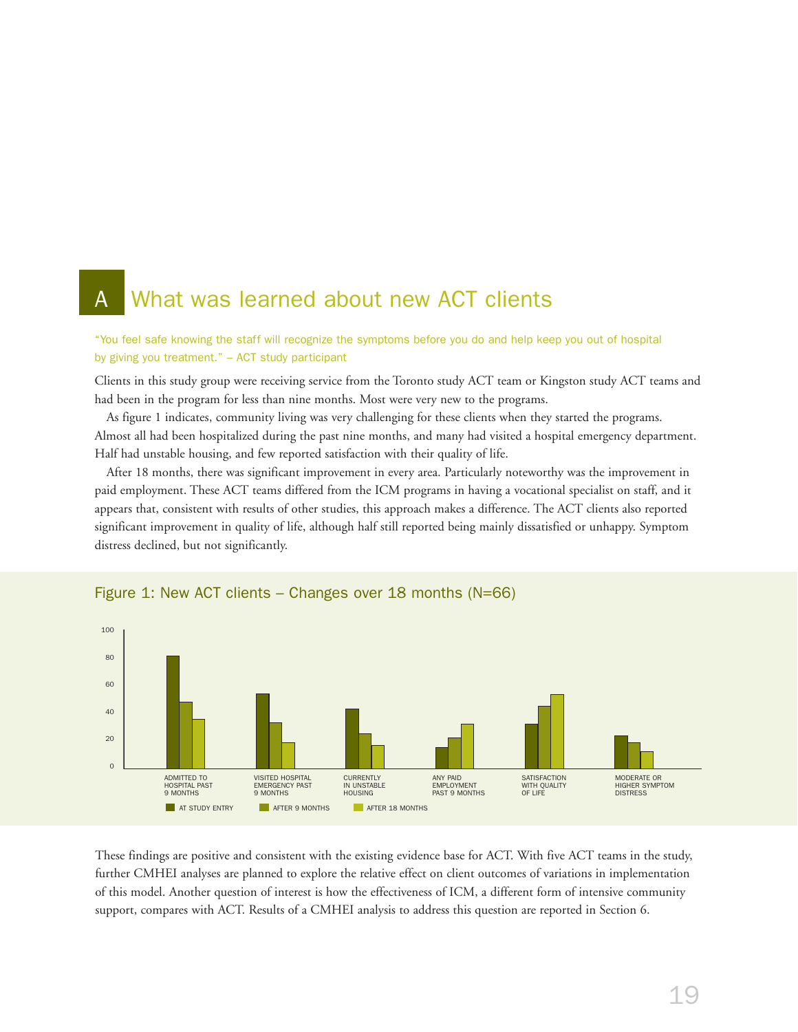# A What was learned about new ACT clients

"You feel safe knowing the staff will recognize the symptoms before you do and help keep you out of hospital by giving you treatment." – ACT study participant

Clients in this study group were receiving service from the Toronto study ACT team or Kingston study ACT teams and had been in the program for less than nine months. Most were very new to the programs.

As figure 1 indicates, community living was very challenging for these clients when they started the programs. Almost all had been hospitalized during the past nine months, and many had visited a hospital emergency department. Half had unstable housing, and few reported satisfaction with their quality of life.

After 18 months, there was significant improvement in every area. Particularly noteworthy was the improvement in paid employment. These ACT teams differed from the ICM programs in having a vocational specialist on staff, and it appears that, consistent with results of other studies, this approach makes a difference. The ACT clients also reported significant improvement in quality of life, although half still reported being mainly dissatisfied or unhappy. Symptom distress declined, but not significantly.

Figure 1: New ACT clients – Changes over 18 months (N=66)

Chart categories: ADMITTED TO HOSPITAL PAST 9 MONTHS; VISITED HOSPITAL EMERGENCY PAST 9 MONTHS; CURRENTLY IN UNSTABLE HOUSING; ANY PAID EMPLOYMENT PAST 9 MONTHS; SATISFACTION WITH QUALITY OF LIFE; MODERATE OR HIGHER SYMPTOM DISTRESS

Legend: AT STUDY ENTRY; AFTER 9 MONTHS; AFTER 18 MONTHS

These findings are positive and consistent with the existing evidence base for ACT. With five ACT teams in the study, further CMHEI analyses are planned to explore the relative effect on client outcomes of variations in implementation of this model. Another question of interest is how the effectiveness of ICM, a different form of intensive community support, compares with ACT. Results of a CMHEI analysis to address this question are reported in Section 6.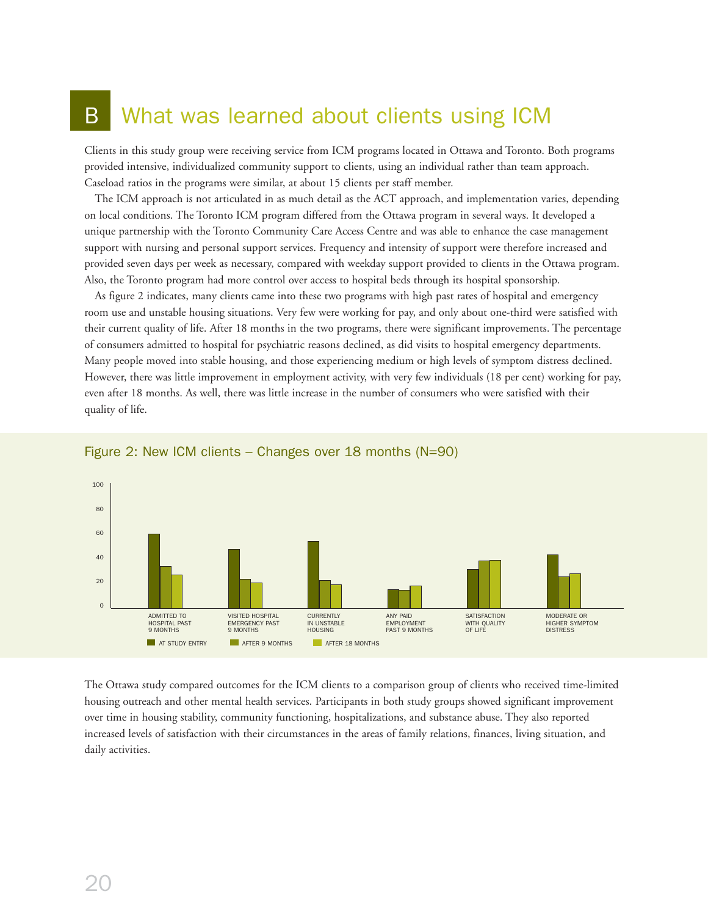# B What was learned about clients using ICM

Clients in this study group were receiving service from ICM programs located in Ottawa and Toronto. Both programs provided intensive, individualized community support to clients, using an individual rather than team approach. Caseload ratios in the programs were similar, at about 15 clients per staff member.

The ICM approach is not articulated in as much detail as the ACT approach, and implementation varies, depending on local conditions. The Toronto ICM program differed from the Ottawa program in several ways. It developed a unique partnership with the Toronto Community Care Access Centre and was able to enhance the case management support with nursing and personal support services. Frequency and intensity of support were therefore increased and provided seven days per week as necessary, compared with weekday support provided to clients in the Ottawa program. Also, the Toronto program had more control over access to hospital beds through its hospital sponsorship.

As figure 2 indicates, many clients came into these two programs with high past rates of hospital and emergency room use and unstable housing situations. Very few were working for pay, and only about one-third were satisfied with their current quality of life. After 18 months in the two programs, there were significant improvements. The percentage of consumers admitted to hospital for psychiatric reasons declined, as did visits to hospital emergency departments. Many people moved into stable housing, and those experiencing medium or high levels of symptom distress declined. However, there was little improvement in employment activity, with very few individuals (18 per cent) working for pay, even after 18 months. As well, there was little increase in the number of consumers who were satisfied with their quality of life.

Figure 2: New ICM clients – Changes over 18 months (N=90)

| | At study entry | After 9 months | After 18 months |
|---|---|---|---|
| Admitted to hospital past 9 months | ~59 | ~33 | ~26 |
| Visited hospital emergency past 9 months | ~47 | ~23 | ~20 |
| Currently in unstable housing | ~53 | ~22 | ~18 |
| Any paid employment past 9 months | ~15 | ~14 | ~18 |
| Satisfaction with quality of life | ~31 | ~38 | ~38 |
| Moderate or higher symptom distress | ~42 | ~25 | ~27 |

The Ottawa study compared outcomes for the ICM clients to a comparison group of clients who received time-limited housing outreach and other mental health services. Participants in both study groups showed significant improvement over time in housing stability, community functioning, hospitalizations, and substance abuse. They also reported increased levels of satisfaction with their circumstances in the areas of family relations, finances, living situation, and daily activities.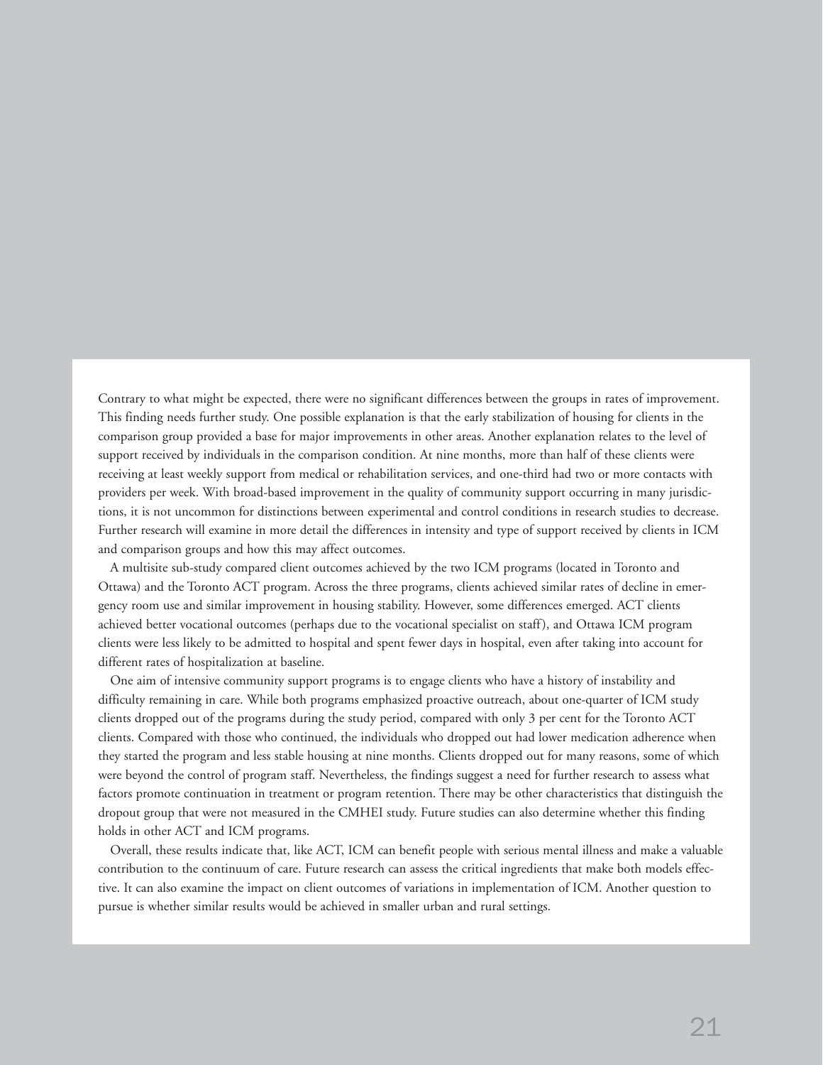Contrary to what might be expected, there were no significant differences between the groups in rates of improvement. This finding needs further study. One possible explanation is that the early stabilization of housing for clients in the comparison group provided a base for major improvements in other areas. Another explanation relates to the level of support received by individuals in the comparison condition. At nine months, more than half of these clients were receiving at least weekly support from medical or rehabilitation services, and one-third had two or more contacts with providers per week. With broad-based improvement in the quality of community support occurring in many jurisdictions, it is not uncommon for distinctions between experimental and control conditions in research studies to decrease. Further research will examine in more detail the differences in intensity and type of support received by clients in ICM and comparison groups and how this may affect outcomes.

A multisite sub-study compared client outcomes achieved by the two ICM programs (located in Toronto and Ottawa) and the Toronto ACT program. Across the three programs, clients achieved similar rates of decline in emergency room use and similar improvement in housing stability. However, some differences emerged. ACT clients achieved better vocational outcomes (perhaps due to the vocational specialist on staff), and Ottawa ICM program clients were less likely to be admitted to hospital and spent fewer days in hospital, even after taking into account for different rates of hospitalization at baseline.

One aim of intensive community support programs is to engage clients who have a history of instability and difficulty remaining in care. While both programs emphasized proactive outreach, about one-quarter of ICM study clients dropped out of the programs during the study period, compared with only 3 per cent for the Toronto ACT clients. Compared with those who continued, the individuals who dropped out had lower medication adherence when they started the program and less stable housing at nine months. Clients dropped out for many reasons, some of which were beyond the control of program staff. Nevertheless, the findings suggest a need for further research to assess what factors promote continuation in treatment or program retention. There may be other characteristics that distinguish the dropout group that were not measured in the CMHEI study. Future studies can also determine whether this finding holds in other ACT and ICM programs.

Overall, these results indicate that, like ACT, ICM can benefit people with serious mental illness and make a valuable contribution to the continuum of care. Future research can assess the critical ingredients that make both models effective. It can also examine the impact on client outcomes of variations in implementation of ICM. Another question to pursue is whether similar results would be achieved in smaller urban and rural settings.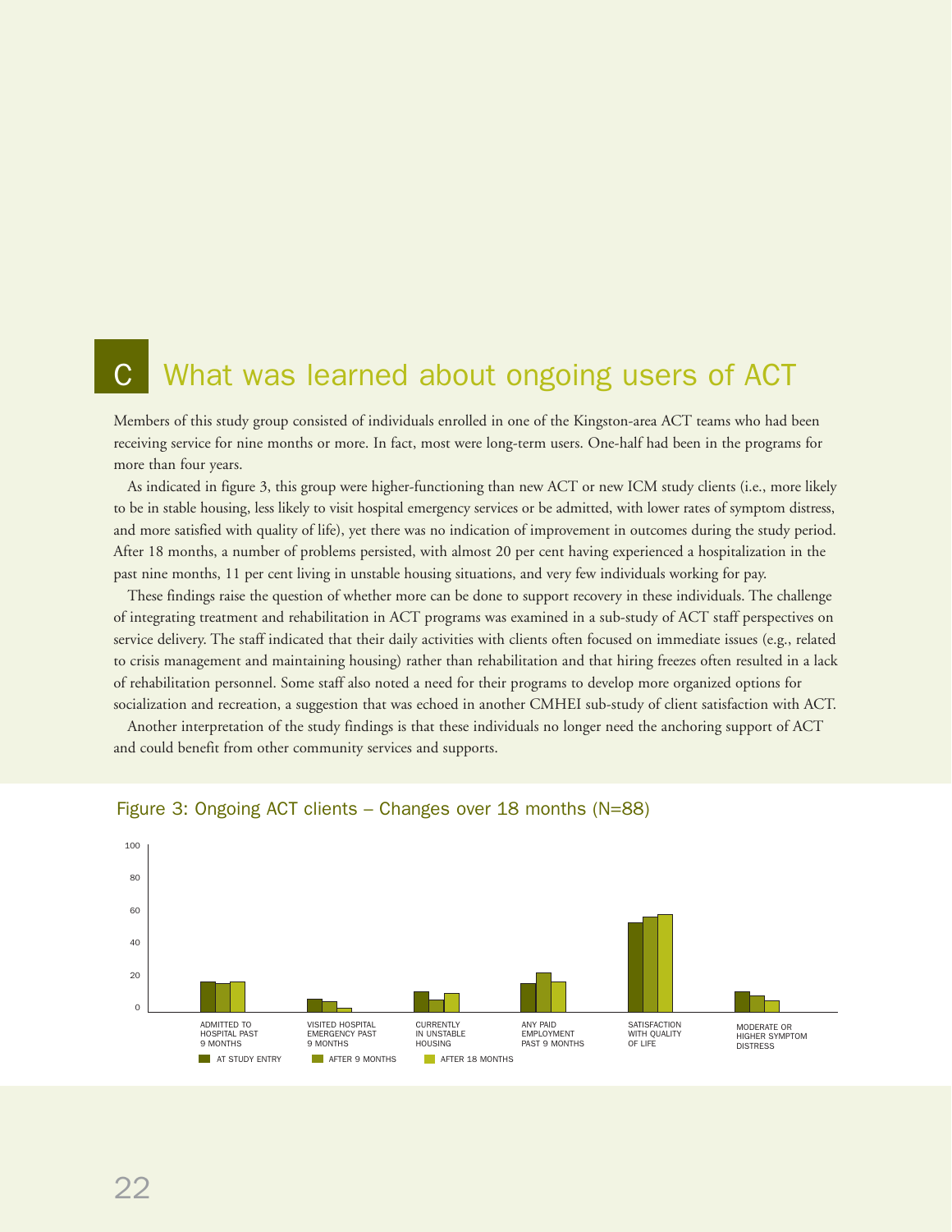# C What was learned about ongoing users of ACT

Members of this study group consisted of individuals enrolled in one of the Kingston-area ACT teams who had been receiving service for nine months or more. In fact, most were long-term users. One-half had been in the programs for more than four years.

As indicated in figure 3, this group were higher-functioning than new ACT or new ICM study clients (i.e., more likely to be in stable housing, less likely to visit hospital emergency services or be admitted, with lower rates of symptom distress, and more satisfied with quality of life), yet there was no indication of improvement in outcomes during the study period. After 18 months, a number of problems persisted, with almost 20 per cent having experienced a hospitalization in the past nine months, 11 per cent living in unstable housing situations, and very few individuals working for pay.

These findings raise the question of whether more can be done to support recovery in these individuals. The challenge of integrating treatment and rehabilitation in ACT programs was examined in a sub-study of ACT staff perspectives on service delivery. The staff indicated that their daily activities with clients often focused on immediate issues (e.g., related to crisis management and maintaining housing) rather than rehabilitation and that hiring freezes often resulted in a lack of rehabilitation personnel. Some staff also noted a need for their programs to develop more organized options for socialization and recreation, a suggestion that was echoed in another CMHEI sub-study of client satisfaction with ACT.

Another interpretation of the study findings is that these individuals no longer need the anchoring support of ACT and could benefit from other community services and supports.

Figure 3: Ongoing ACT clients – Changes over 18 months (N=88)

Bar chart (y-axis 0–100) with three bars per category: AT STUDY ENTRY, AFTER 9 MONTHS, AFTER 18 MONTHS. Categories: ADMITTED TO HOSPITAL PAST 9 MONTHS; VISITED HOSPITAL EMERGENCY PAST 9 MONTHS; CURRENTLY IN UNSTABLE HOUSING; ANY PAID EMPLOYMENT PAST 9 MONTHS; SATISFACTION WITH QUALITY OF LIFE; MODERATE OR HIGHER SYMPTOM DISTRESS.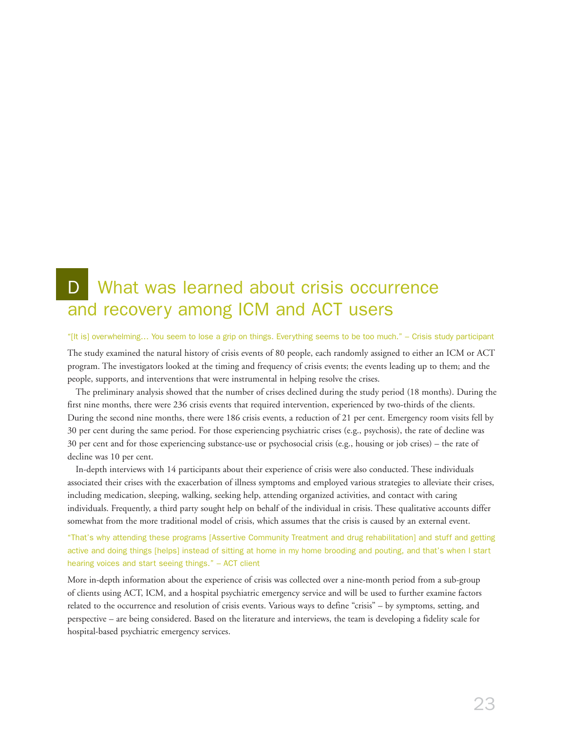## D What was learned about crisis occurrence and recovery among ICM and ACT users

"[It is] overwhelming… You seem to lose a grip on things. Everything seems to be too much." – Crisis study participant

The study examined the natural history of crisis events of 80 people, each randomly assigned to either an ICM or ACT program. The investigators looked at the timing and frequency of crisis events; the events leading up to them; and the people, supports, and interventions that were instrumental in helping resolve the crises.

The preliminary analysis showed that the number of crises declined during the study period (18 months). During the first nine months, there were 236 crisis events that required intervention, experienced by two-thirds of the clients. During the second nine months, there were 186 crisis events, a reduction of 21 per cent. Emergency room visits fell by 30 per cent during the same period. For those experiencing psychiatric crises (e.g., psychosis), the rate of decline was 30 per cent and for those experiencing substance-use or psychosocial crisis (e.g., housing or job crises) – the rate of decline was 10 per cent.

In-depth interviews with 14 participants about their experience of crisis were also conducted. These individuals associated their crises with the exacerbation of illness symptoms and employed various strategies to alleviate their crises, including medication, sleeping, walking, seeking help, attending organized activities, and contact with caring individuals. Frequently, a third party sought help on behalf of the individual in crisis. These qualitative accounts differ somewhat from the more traditional model of crisis, which assumes that the crisis is caused by an external event.

"That's why attending these programs [Assertive Community Treatment and drug rehabilitation] and stuff and getting active and doing things [helps] instead of sitting at home in my home brooding and pouting, and that's when I start hearing voices and start seeing things." – ACT client

More in-depth information about the experience of crisis was collected over a nine-month period from a sub-group of clients using ACT, ICM, and a hospital psychiatric emergency service and will be used to further examine factors related to the occurrence and resolution of crisis events. Various ways to define "crisis" – by symptoms, setting, and perspective – are being considered. Based on the literature and interviews, the team is developing a fidelity scale for hospital-based psychiatric emergency services.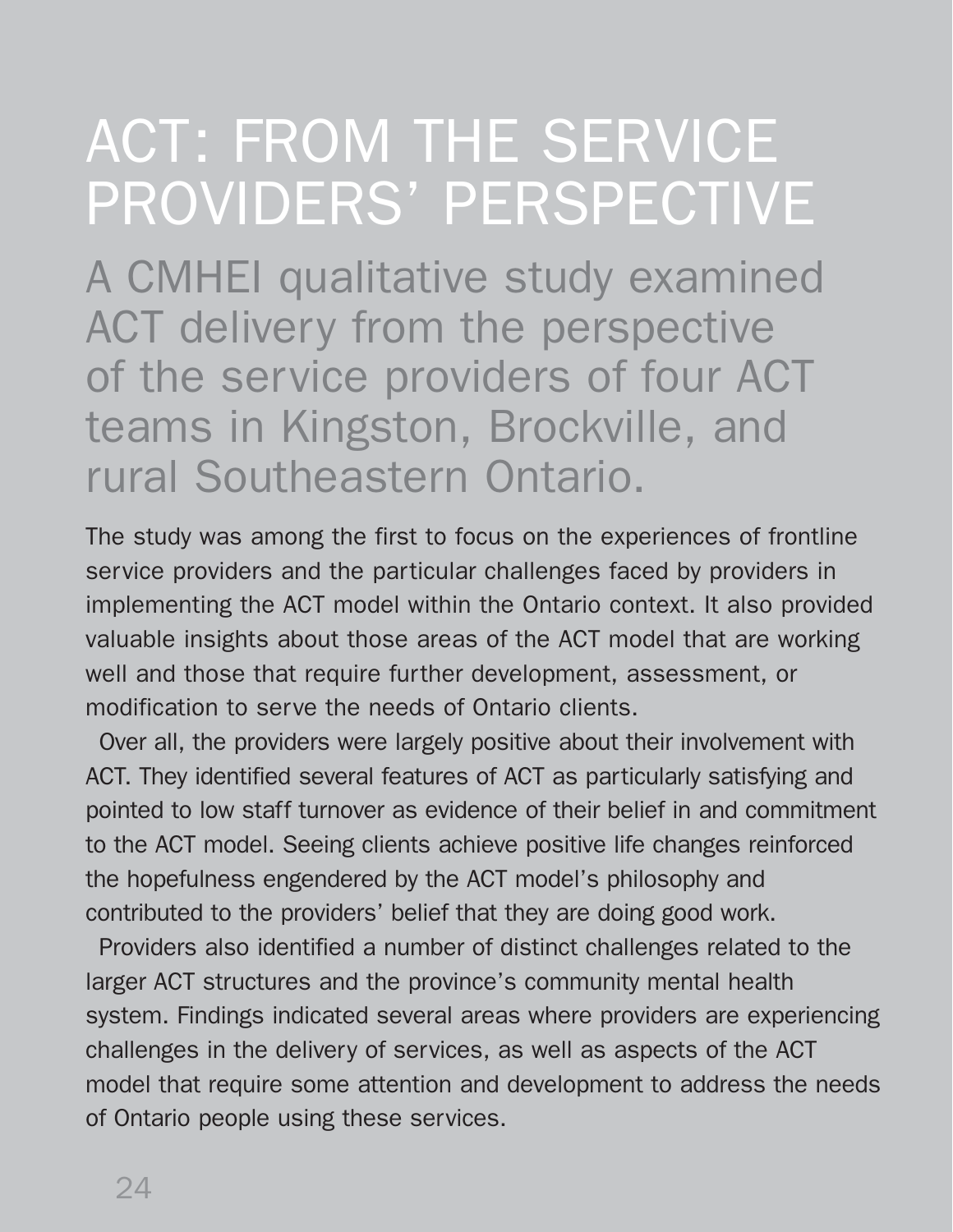# ACT: FROM THE SERVICE PROVIDERS' PERSPECTIVE

## A CMHEI qualitative study examined ACT delivery from the perspective of the service providers of four ACT teams in Kingston, Brockville, and rural Southeastern Ontario.

The study was among the first to focus on the experiences of frontline service providers and the particular challenges faced by providers in implementing the ACT model within the Ontario context. It also provided valuable insights about those areas of the ACT model that are working well and those that require further development, assessment, or modification to serve the needs of Ontario clients.

Over all, the providers were largely positive about their involvement with ACT. They identified several features of ACT as particularly satisfying and pointed to low staff turnover as evidence of their belief in and commitment to the ACT model. Seeing clients achieve positive life changes reinforced the hopefulness engendered by the ACT model's philosophy and contributed to the providers' belief that they are doing good work.

Providers also identified a number of distinct challenges related to the larger ACT structures and the province's community mental health system. Findings indicated several areas where providers are experiencing challenges in the delivery of services, as well as aspects of the ACT model that require some attention and development to address the needs of Ontario people using these services.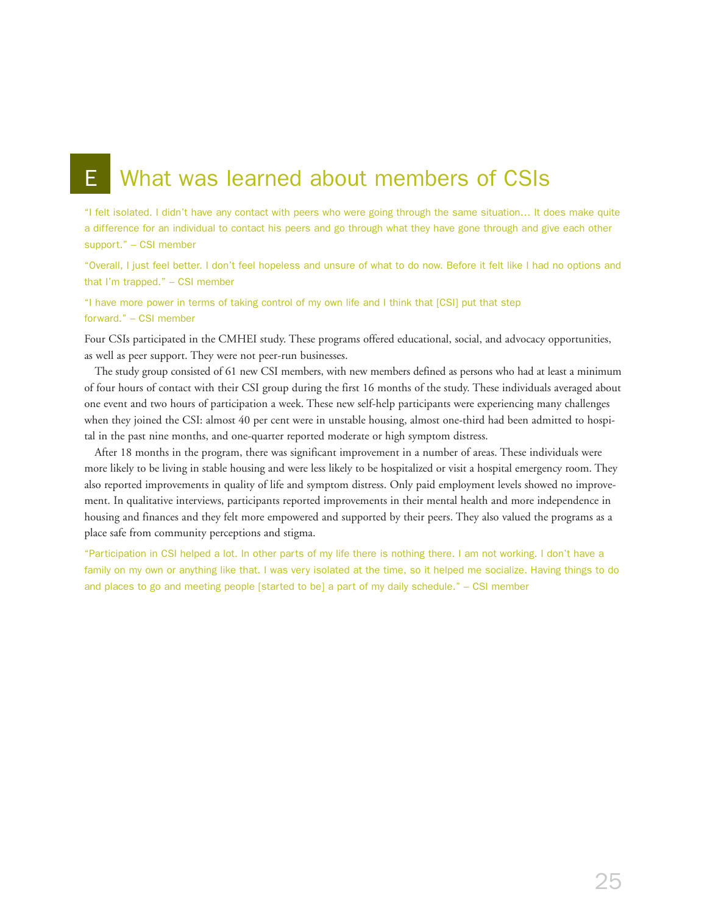# E What was learned about members of CSIs

"I felt isolated. I didn't have any contact with peers who were going through the same situation… It does make quite a difference for an individual to contact his peers and go through what they have gone through and give each other support." – CSI member

"Overall, I just feel better. I don't feel hopeless and unsure of what to do now. Before it felt like I had no options and that I'm trapped." – CSI member

"I have more power in terms of taking control of my own life and I think that [CSI] put that step forward." – CSI member

Four CSIs participated in the CMHEI study. These programs offered educational, social, and advocacy opportunities, as well as peer support. They were not peer-run businesses.

The study group consisted of 61 new CSI members, with new members defined as persons who had at least a minimum of four hours of contact with their CSI group during the first 16 months of the study. These individuals averaged about one event and two hours of participation a week. These new self-help participants were experiencing many challenges when they joined the CSI: almost 40 per cent were in unstable housing, almost one-third had been admitted to hospital in the past nine months, and one-quarter reported moderate or high symptom distress.

After 18 months in the program, there was significant improvement in a number of areas. These individuals were more likely to be living in stable housing and were less likely to be hospitalized or visit a hospital emergency room. They also reported improvements in quality of life and symptom distress. Only paid employment levels showed no improvement. In qualitative interviews, participants reported improvements in their mental health and more independence in housing and finances and they felt more empowered and supported by their peers. They also valued the programs as a place safe from community perceptions and stigma.

"Participation in CSI helped a lot. In other parts of my life there is nothing there. I am not working. I don't have a family on my own or anything like that. I was very isolated at the time, so it helped me socialize. Having things to do and places to go and meeting people [started to be] a part of my daily schedule." – CSI member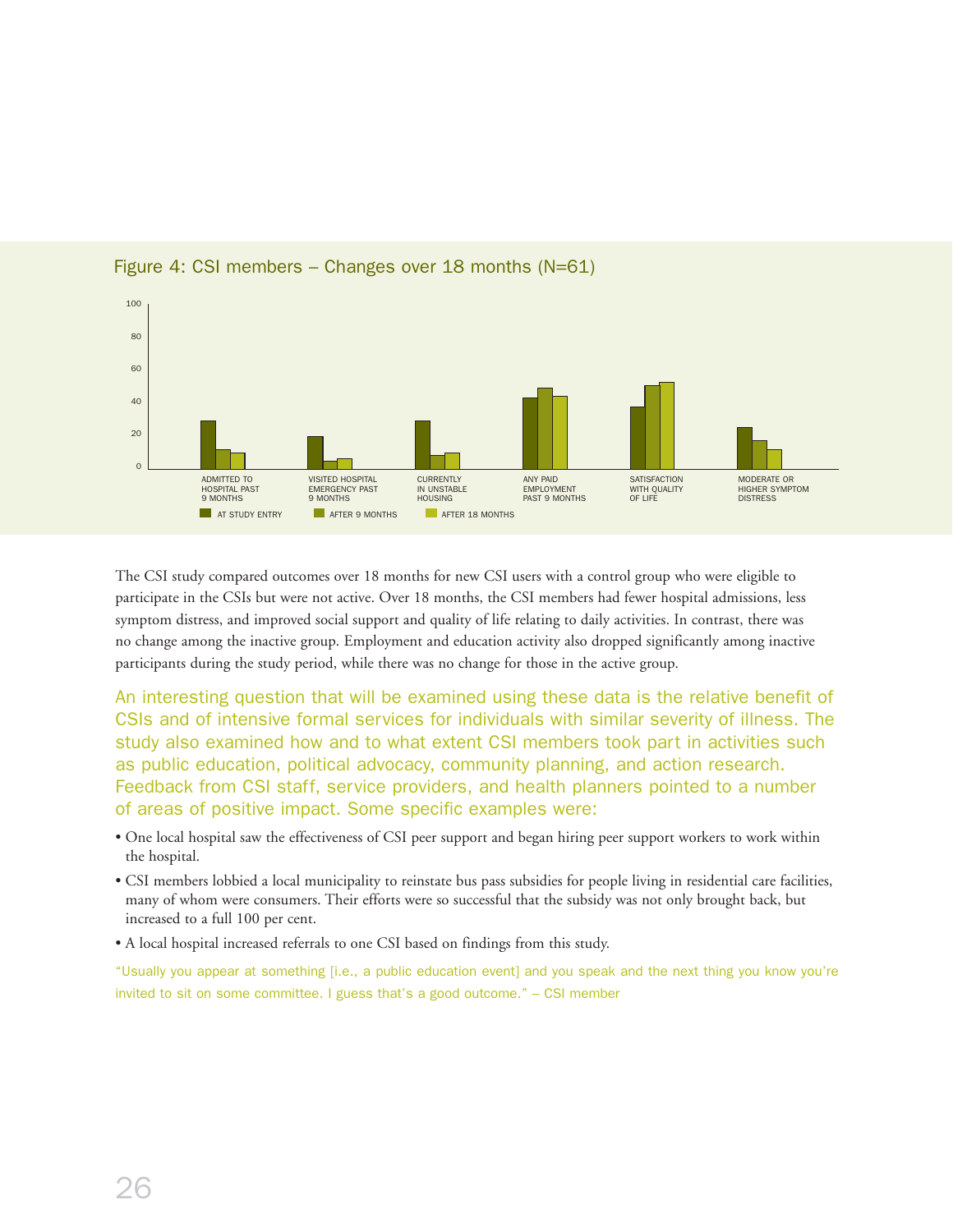Figure 4: CSI members – Changes over 18 months (N=61)

The CSI study compared outcomes over 18 months for new CSI users with a control group who were eligible to participate in the CSIs but were not active. Over 18 months, the CSI members had fewer hospital admissions, less symptom distress, and improved social support and quality of life relating to daily activities. In contrast, there was no change among the inactive group. Employment and education activity also dropped significantly among inactive participants during the study period, while there was no change for those in the active group.

An interesting question that will be examined using these data is the relative benefit of CSIs and of intensive formal services for individuals with similar severity of illness. The study also examined how and to what extent CSI members took part in activities such as public education, political advocacy, community planning, and action research. Feedback from CSI staff, service providers, and health planners pointed to a number of areas of positive impact. Some specific examples were:

- One local hospital saw the effectiveness of CSI peer support and began hiring peer support workers to work within the hospital.
- CSI members lobbied a local municipality to reinstate bus pass subsidies for people living in residential care facilities, many of whom were consumers. Their efforts were so successful that the subsidy was not only brought back, but increased to a full 100 per cent.
- A local hospital increased referrals to one CSI based on findings from this study.

"Usually you appear at something [i.e., a public education event] and you speak and the next thing you know you're invited to sit on some committee. I guess that's a good outcome." – CSI member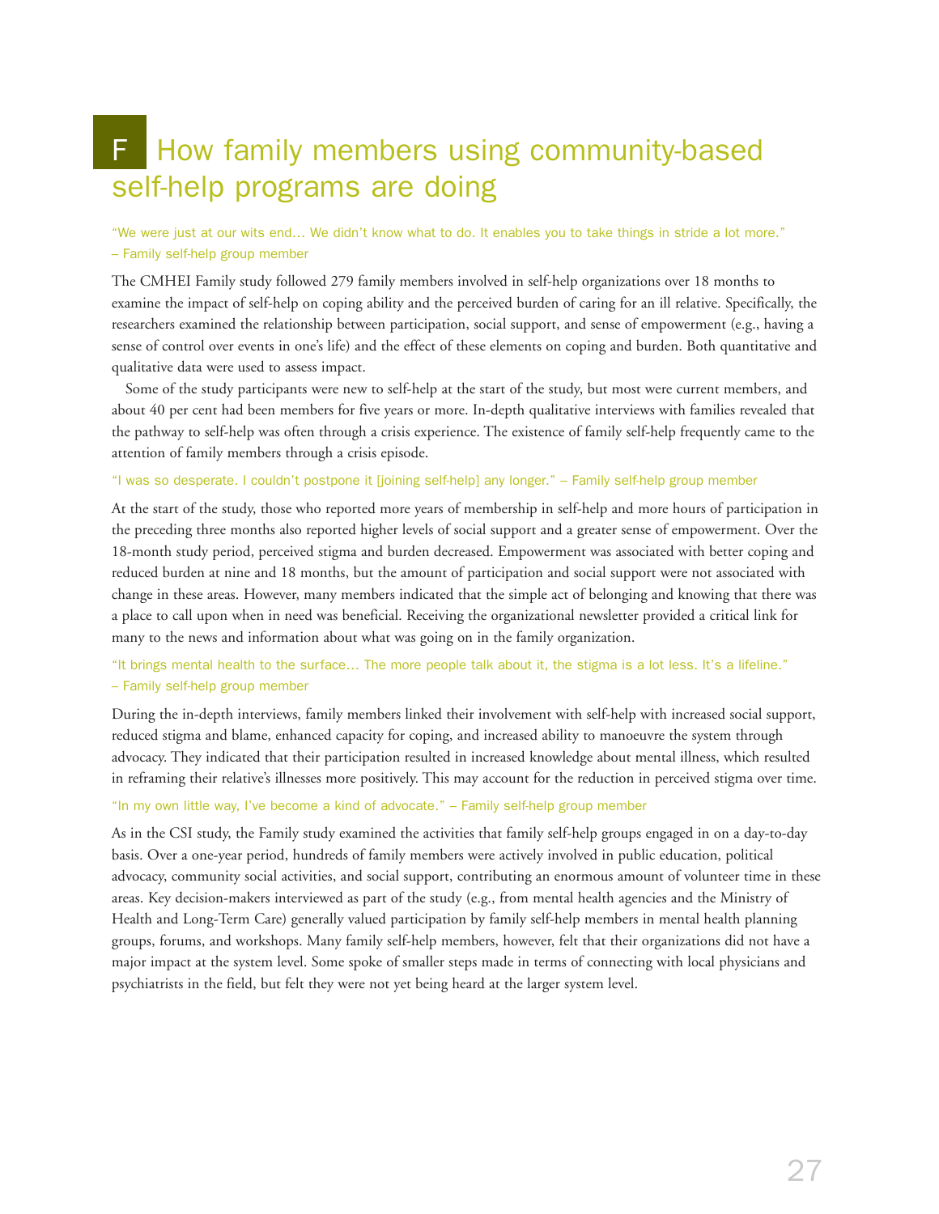# F How family members using community-based self-help programs are doing

"We were just at our wits end… We didn't know what to do. It enables you to take things in stride a lot more."
– Family self-help group member

The CMHEI Family study followed 279 family members involved in self-help organizations over 18 months to examine the impact of self-help on coping ability and the perceived burden of caring for an ill relative. Specifically, the researchers examined the relationship between participation, social support, and sense of empowerment (e.g., having a sense of control over events in one's life) and the effect of these elements on coping and burden. Both quantitative and qualitative data were used to assess impact.

Some of the study participants were new to self-help at the start of the study, but most were current members, and about 40 per cent had been members for five years or more. In-depth qualitative interviews with families revealed that the pathway to self-help was often through a crisis experience. The existence of family self-help frequently came to the attention of family members through a crisis episode.

"I was so desperate. I couldn't postpone it [joining self-help] any longer." – Family self-help group member

At the start of the study, those who reported more years of membership in self-help and more hours of participation in the preceding three months also reported higher levels of social support and a greater sense of empowerment. Over the 18-month study period, perceived stigma and burden decreased. Empowerment was associated with better coping and reduced burden at nine and 18 months, but the amount of participation and social support were not associated with change in these areas. However, many members indicated that the simple act of belonging and knowing that there was a place to call upon when in need was beneficial. Receiving the organizational newsletter provided a critical link for many to the news and information about what was going on in the family organization.

"It brings mental health to the surface… The more people talk about it, the stigma is a lot less. It's a lifeline."
– Family self-help group member

During the in-depth interviews, family members linked their involvement with self-help with increased social support, reduced stigma and blame, enhanced capacity for coping, and increased ability to manoeuvre the system through advocacy. They indicated that their participation resulted in increased knowledge about mental illness, which resulted in reframing their relative's illnesses more positively. This may account for the reduction in perceived stigma over time.

"In my own little way, I've become a kind of advocate." – Family self-help group member

As in the CSI study, the Family study examined the activities that family self-help groups engaged in on a day-to-day basis. Over a one-year period, hundreds of family members were actively involved in public education, political advocacy, community social activities, and social support, contributing an enormous amount of volunteer time in these areas. Key decision-makers interviewed as part of the study (e.g., from mental health agencies and the Ministry of Health and Long-Term Care) generally valued participation by family self-help members in mental health planning groups, forums, and workshops. Many family self-help members, however, felt that their organizations did not have a major impact at the system level. Some spoke of smaller steps made in terms of connecting with local physicians and psychiatrists in the field, but felt they were not yet being heard at the larger system level.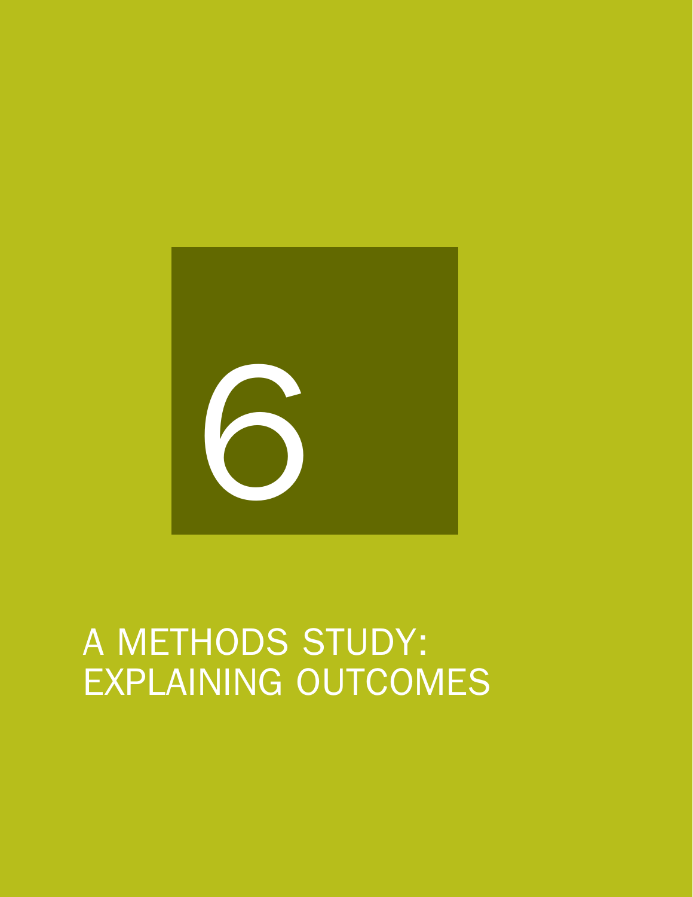# 6

# A METHODS STUDY: EXPLAINING OUTCOMES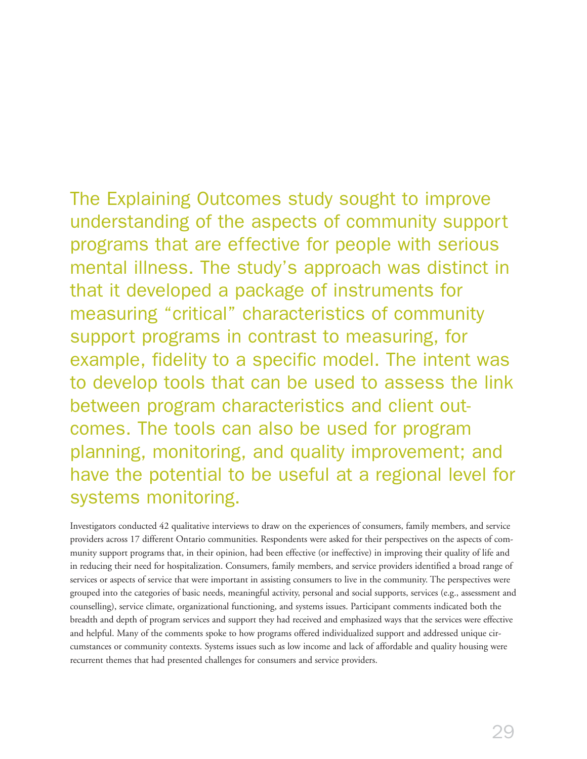The Explaining Outcomes study sought to improve understanding of the aspects of community support programs that are effective for people with serious mental illness. The study's approach was distinct in that it developed a package of instruments for measuring "critical" characteristics of community support programs in contrast to measuring, for example, fidelity to a specific model. The intent was to develop tools that can be used to assess the link between program characteristics and client outcomes. The tools can also be used for program planning, monitoring, and quality improvement; and have the potential to be useful at a regional level for systems monitoring.

Investigators conducted 42 qualitative interviews to draw on the experiences of consumers, family members, and service providers across 17 different Ontario communities. Respondents were asked for their perspectives on the aspects of community support programs that, in their opinion, had been effective (or ineffective) in improving their quality of life and in reducing their need for hospitalization. Consumers, family members, and service providers identified a broad range of services or aspects of service that were important in assisting consumers to live in the community. The perspectives were grouped into the categories of basic needs, meaningful activity, personal and social supports, services (e.g., assessment and counselling), service climate, organizational functioning, and systems issues. Participant comments indicated both the breadth and depth of program services and support they had received and emphasized ways that the services were effective and helpful. Many of the comments spoke to how programs offered individualized support and addressed unique circumstances or community contexts. Systems issues such as low income and lack of affordable and quality housing were recurrent themes that had presented challenges for consumers and service providers.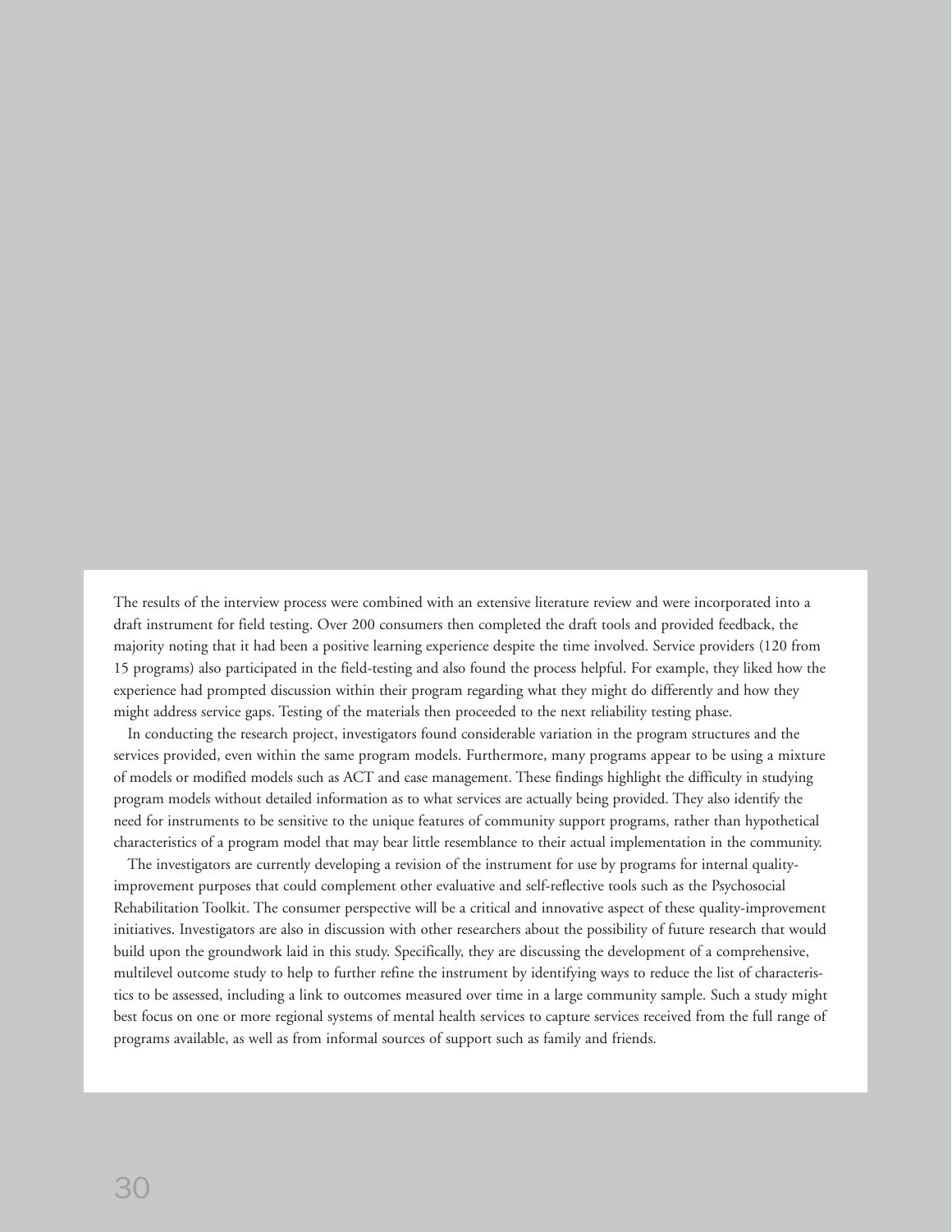The results of the interview process were combined with an extensive literature review and were incorporated into a draft instrument for field testing. Over 200 consumers then completed the draft tools and provided feedback, the majority noting that it had been a positive learning experience despite the time involved. Service providers (120 from 15 programs) also participated in the field-testing and also found the process helpful. For example, they liked how the experience had prompted discussion within their program regarding what they might do differently and how they might address service gaps. Testing of the materials then proceeded to the next reliability testing phase.

In conducting the research project, investigators found considerable variation in the program structures and the services provided, even within the same program models. Furthermore, many programs appear to be using a mixture of models or modified models such as ACT and case management. These findings highlight the difficulty in studying program models without detailed information as to what services are actually being provided. They also identify the need for instruments to be sensitive to the unique features of community support programs, rather than hypothetical characteristics of a program model that may bear little resemblance to their actual implementation in the community.

The investigators are currently developing a revision of the instrument for use by programs for internal quality-improvement purposes that could complement other evaluative and self-reflective tools such as the Psychosocial Rehabilitation Toolkit. The consumer perspective will be a critical and innovative aspect of these quality-improvement initiatives. Investigators are also in discussion with other researchers about the possibility of future research that would build upon the groundwork laid in this study. Specifically, they are discussing the development of a comprehensive, multilevel outcome study to help to further refine the instrument by identifying ways to reduce the list of characteristics to be assessed, including a link to outcomes measured over time in a large community sample. Such a study might best focus on one or more regional systems of mental health services to capture services received from the full range of programs available, as well as from informal sources of support such as family and friends.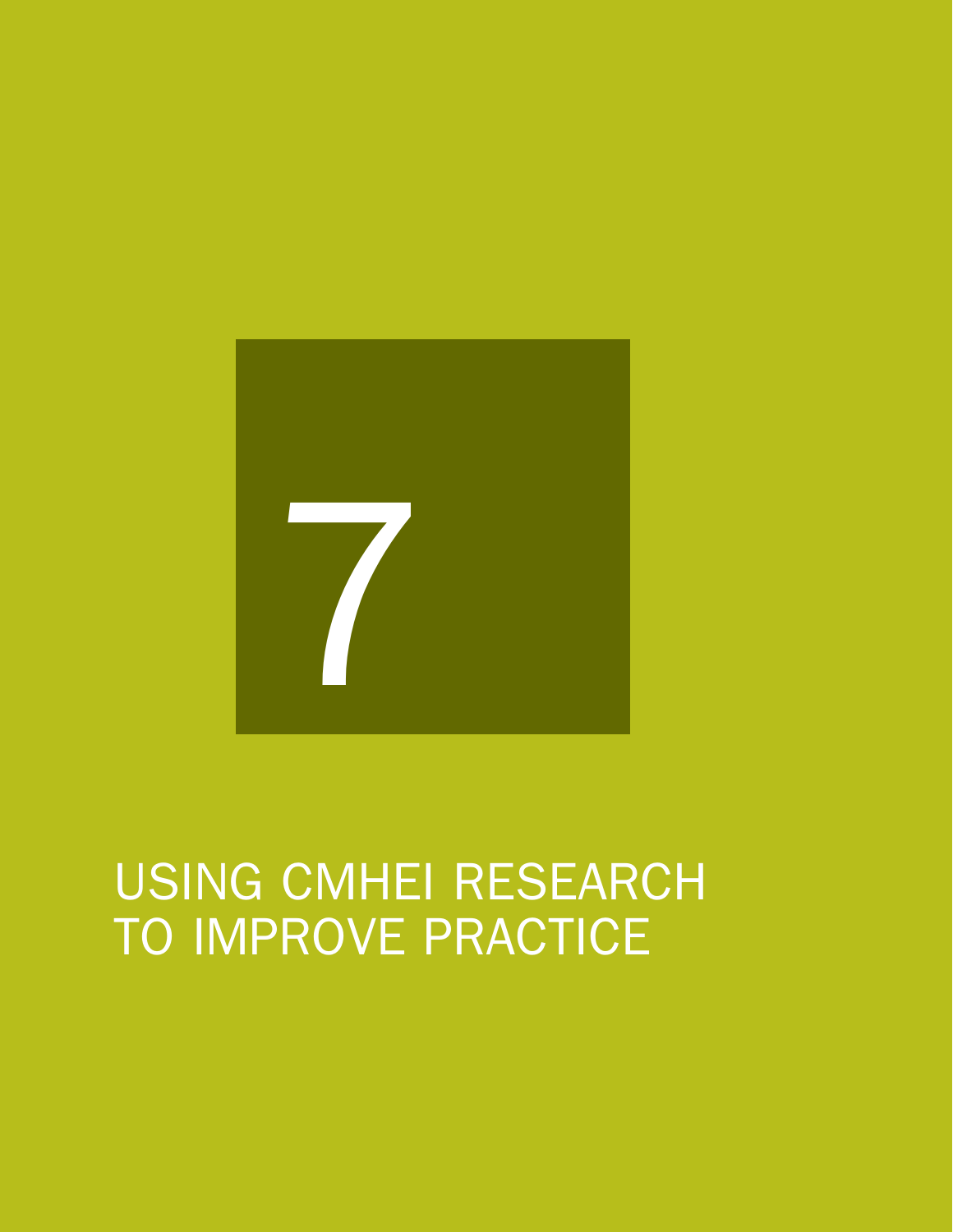# 7

# USING CMHEI RESEARCH TO IMPROVE PRACTICE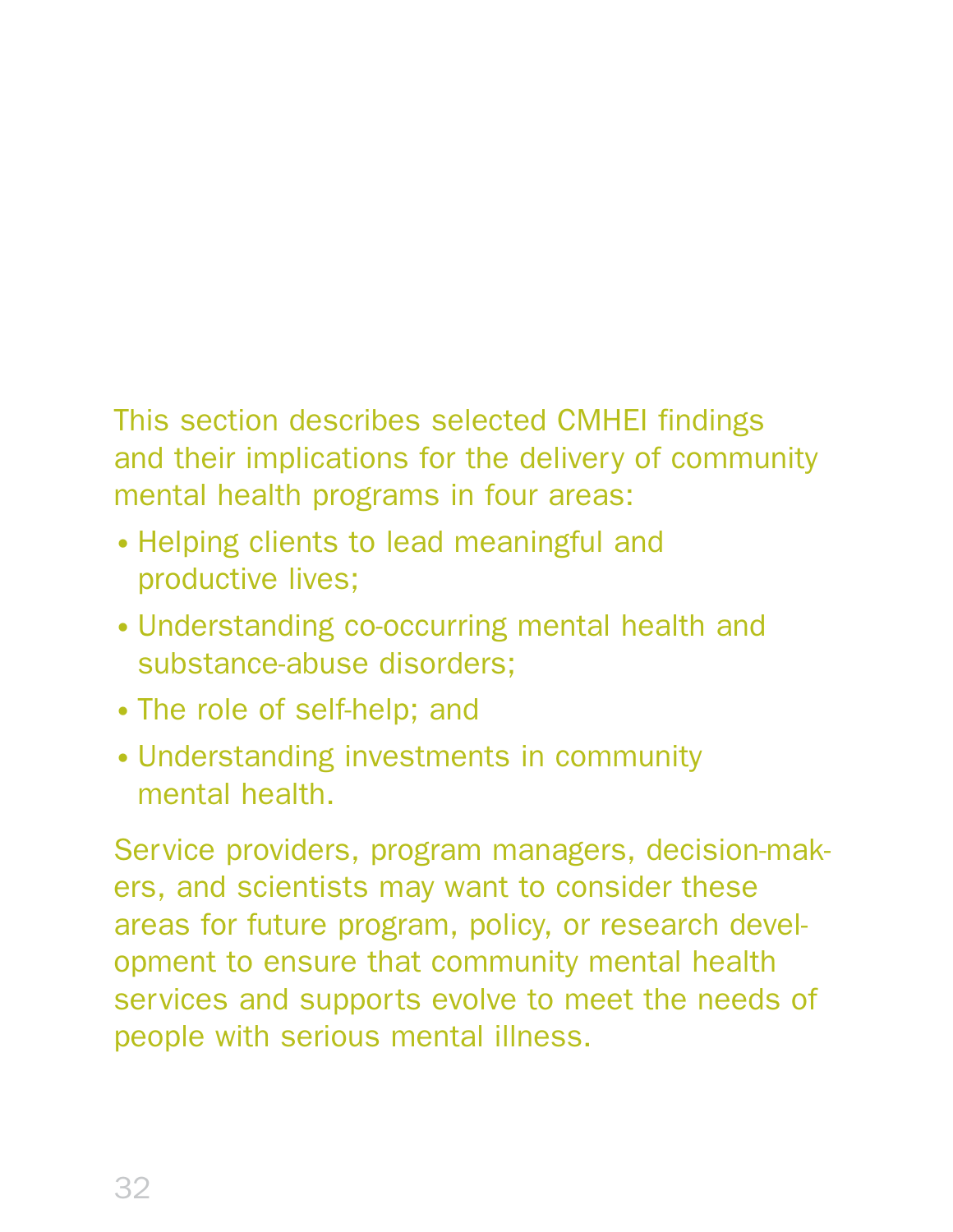This section describes selected CMHEI findings and their implications for the delivery of community mental health programs in four areas:

- Helping clients to lead meaningful and productive lives;
- Understanding co-occurring mental health and substance-abuse disorders;
- The role of self-help; and
- Understanding investments in community mental health.

Service providers, program managers, decision-makers, and scientists may want to consider these areas for future program, policy, or research development to ensure that community mental health services and supports evolve to meet the needs of people with serious mental illness.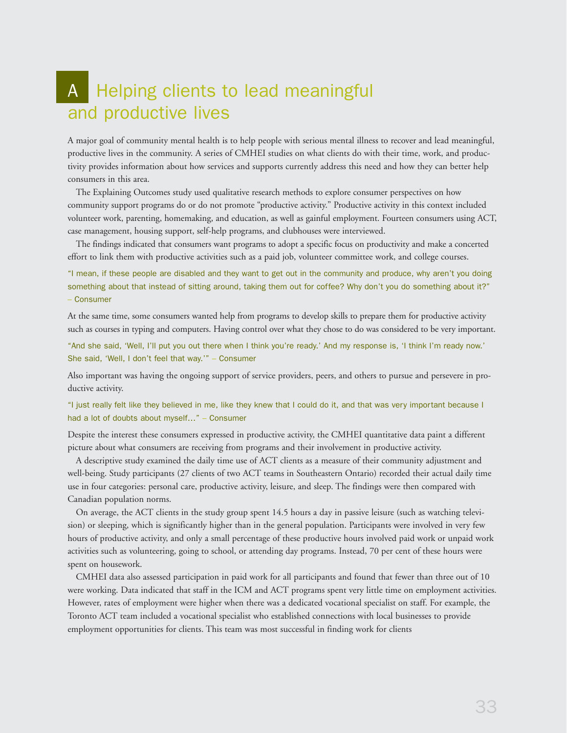# A Helping clients to lead meaningful and productive lives

A major goal of community mental health is to help people with serious mental illness to recover and lead meaningful, productive lives in the community. A series of CMHEI studies on what clients do with their time, work, and productivity provides information about how services and supports currently address this need and how they can better help consumers in this area.

The Explaining Outcomes study used qualitative research methods to explore consumer perspectives on how community support programs do or do not promote "productive activity." Productive activity in this context included volunteer work, parenting, homemaking, and education, as well as gainful employment. Fourteen consumers using ACT, case management, housing support, self-help programs, and clubhouses were interviewed.

The findings indicated that consumers want programs to adopt a specific focus on productivity and make a concerted effort to link them with productive activities such as a paid job, volunteer committee work, and college courses.

"I mean, if these people are disabled and they want to get out in the community and produce, why aren't you doing something about that instead of sitting around, taking them out for coffee? Why don't you do something about it?" – Consumer

At the same time, some consumers wanted help from programs to develop skills to prepare them for productive activity such as courses in typing and computers. Having control over what they chose to do was considered to be very important.

"And she said, 'Well, I'll put you out there when I think you're ready.' And my response is, 'I think I'm ready now.' She said, 'Well, I don't feel that way.'" – Consumer

Also important was having the ongoing support of service providers, peers, and others to pursue and persevere in productive activity.

"I just really felt like they believed in me, like they knew that I could do it, and that was very important because I had a lot of doubts about myself…" – Consumer

Despite the interest these consumers expressed in productive activity, the CMHEI quantitative data paint a different picture about what consumers are receiving from programs and their involvement in productive activity.

A descriptive study examined the daily time use of ACT clients as a measure of their community adjustment and well-being. Study participants (27 clients of two ACT teams in Southeastern Ontario) recorded their actual daily time use in four categories: personal care, productive activity, leisure, and sleep. The findings were then compared with Canadian population norms.

On average, the ACT clients in the study group spent 14.5 hours a day in passive leisure (such as watching television) or sleeping, which is significantly higher than in the general population. Participants were involved in very few hours of productive activity, and only a small percentage of these productive hours involved paid work or unpaid work activities such as volunteering, going to school, or attending day programs. Instead, 70 per cent of these hours were spent on housework.

CMHEI data also assessed participation in paid work for all participants and found that fewer than three out of 10 were working. Data indicated that staff in the ICM and ACT programs spent very little time on employment activities. However, rates of employment were higher when there was a dedicated vocational specialist on staff. For example, the Toronto ACT team included a vocational specialist who established connections with local businesses to provide employment opportunities for clients. This team was most successful in finding work for clients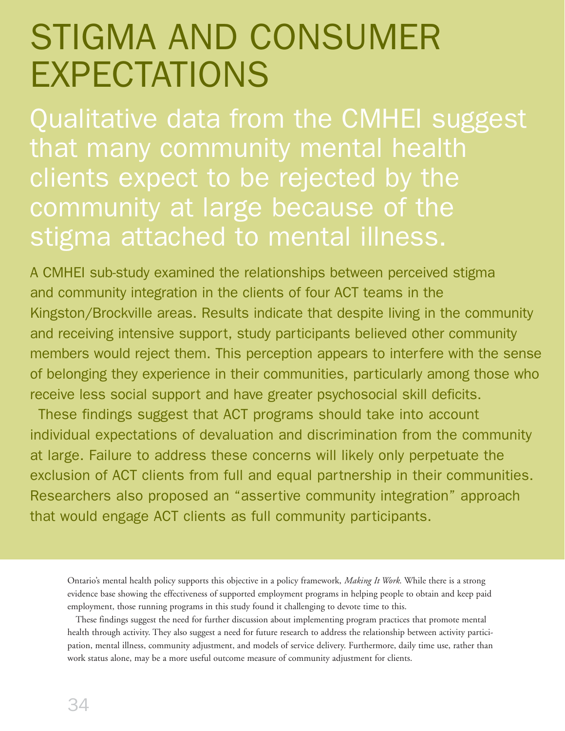# STIGMA AND CONSUMER EXPECTATIONS

## Qualitative data from the CMHEI suggest that many community mental health clients expect to be rejected by the community at large because of the stigma attached to mental illness.

A CMHEI sub-study examined the relationships between perceived stigma and community integration in the clients of four ACT teams in the Kingston/Brockville areas. Results indicate that despite living in the community and receiving intensive support, study participants believed other community members would reject them. This perception appears to interfere with the sense of belonging they experience in their communities, particularly among those who receive less social support and have greater psychosocial skill deficits.

These findings suggest that ACT programs should take into account individual expectations of devaluation and discrimination from the community at large. Failure to address these concerns will likely only perpetuate the exclusion of ACT clients from full and equal partnership in their communities. Researchers also proposed an "assertive community integration" approach that would engage ACT clients as full community participants.

Ontario's mental health policy supports this objective in a policy framework, *Making It Work*. While there is a strong evidence base showing the effectiveness of supported employment programs in helping people to obtain and keep paid employment, those running programs in this study found it challenging to devote time to this.

These findings suggest the need for further discussion about implementing program practices that promote mental health through activity. They also suggest a need for future research to address the relationship between activity participation, mental illness, community adjustment, and models of service delivery. Furthermore, daily time use, rather than work status alone, may be a more useful outcome measure of community adjustment for clients.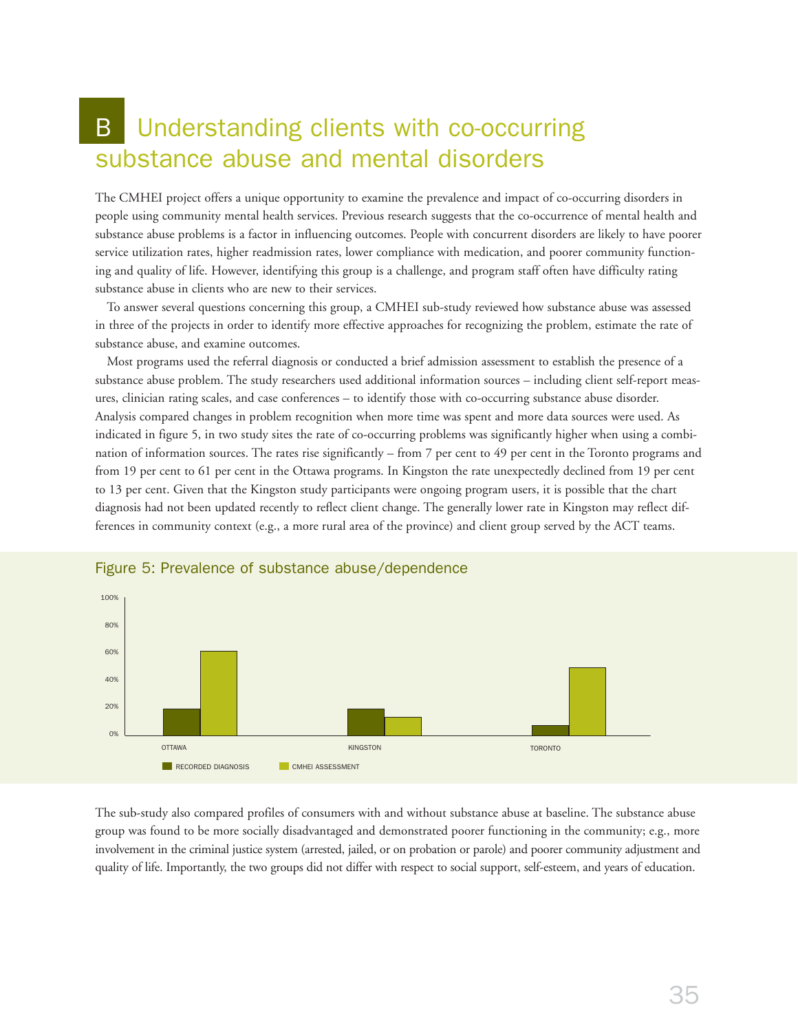# B Understanding clients with co-occurring substance abuse and mental disorders

The CMHEI project offers a unique opportunity to examine the prevalence and impact of co-occurring disorders in people using community mental health services. Previous research suggests that the co-occurrence of mental health and substance abuse problems is a factor in influencing outcomes. People with concurrent disorders are likely to have poorer service utilization rates, higher readmission rates, lower compliance with medication, and poorer community functioning and quality of life. However, identifying this group is a challenge, and program staff often have difficulty rating substance abuse in clients who are new to their services.

To answer several questions concerning this group, a CMHEI sub-study reviewed how substance abuse was assessed in three of the projects in order to identify more effective approaches for recognizing the problem, estimate the rate of substance abuse, and examine outcomes.

Most programs used the referral diagnosis or conducted a brief admission assessment to establish the presence of a substance abuse problem. The study researchers used additional information sources – including client self-report measures, clinician rating scales, and case conferences – to identify those with co-occurring substance abuse disorder. Analysis compared changes in problem recognition when more time was spent and more data sources were used. As indicated in figure 5, in two study sites the rate of co-occurring problems was significantly higher when using a combination of information sources. The rates rise significantly – from 7 per cent to 49 per cent in the Toronto programs and from 19 per cent to 61 per cent in the Ottawa programs. In Kingston the rate unexpectedly declined from 19 per cent to 13 per cent. Given that the Kingston study participants were ongoing program users, it is possible that the chart diagnosis had not been updated recently to reflect client change. The generally lower rate in Kingston may reflect differences in community context (e.g., a more rural area of the province) and client group served by the ACT teams.

Figure 5: Prevalence of substance abuse/dependence

| | Recorded Diagnosis | CMHEI Assessment |
|---|---|---|
| Ottawa | 19% | 61% |
| Kingston | 19% | 13% |
| Toronto | 7% | 49% |

The sub-study also compared profiles of consumers with and without substance abuse at baseline. The substance abuse group was found to be more socially disadvantaged and demonstrated poorer functioning in the community; e.g., more involvement in the criminal justice system (arrested, jailed, or on probation or parole) and poorer community adjustment and quality of life. Importantly, the two groups did not differ with respect to social support, self-esteem, and years of education.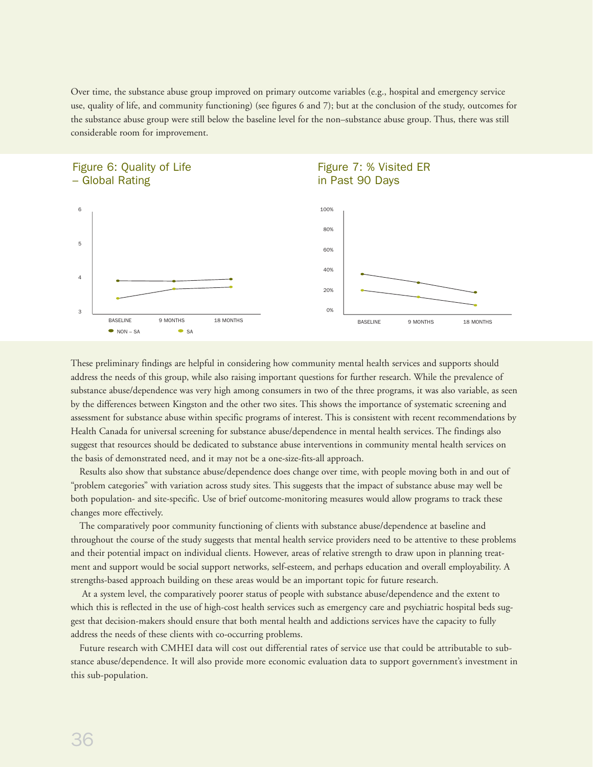Over time, the substance abuse group improved on primary outcome variables (e.g., hospital and emergency service use, quality of life, and community functioning) (see figures 6 and 7); but at the conclusion of the study, outcomes for the substance abuse group were still below the baseline level for the non–substance abuse group. Thus, there was still considerable room for improvement.

Figure 6: Quality of Life – Global Rating

Figure 7: % Visited ER in Past 90 Days

These preliminary findings are helpful in considering how community mental health services and supports should address the needs of this group, while also raising important questions for further research. While the prevalence of substance abuse/dependence was very high among consumers in two of the three programs, it was also variable, as seen by the differences between Kingston and the other two sites. This shows the importance of systematic screening and assessment for substance abuse within specific programs of interest. This is consistent with recent recommendations by Health Canada for universal screening for substance abuse/dependence in mental health services. The findings also suggest that resources should be dedicated to substance abuse interventions in community mental health services on the basis of demonstrated need, and it may not be a one-size-fits-all approach.

Results also show that substance abuse/dependence does change over time, with people moving both in and out of "problem categories" with variation across study sites. This suggests that the impact of substance abuse may well be both population- and site-specific. Use of brief outcome-monitoring measures would allow programs to track these changes more effectively.

The comparatively poor community functioning of clients with substance abuse/dependence at baseline and throughout the course of the study suggests that mental health service providers need to be attentive to these problems and their potential impact on individual clients. However, areas of relative strength to draw upon in planning treatment and support would be social support networks, self-esteem, and perhaps education and overall employability. A strengths-based approach building on these areas would be an important topic for future research.

At a system level, the comparatively poorer status of people with substance abuse/dependence and the extent to which this is reflected in the use of high-cost health services such as emergency care and psychiatric hospital beds suggest that decision-makers should ensure that both mental health and addictions services have the capacity to fully address the needs of these clients with co-occurring problems.

Future research with CMHEI data will cost out differential rates of service use that could be attributable to substance abuse/dependence. It will also provide more economic evaluation data to support government's investment in this sub-population.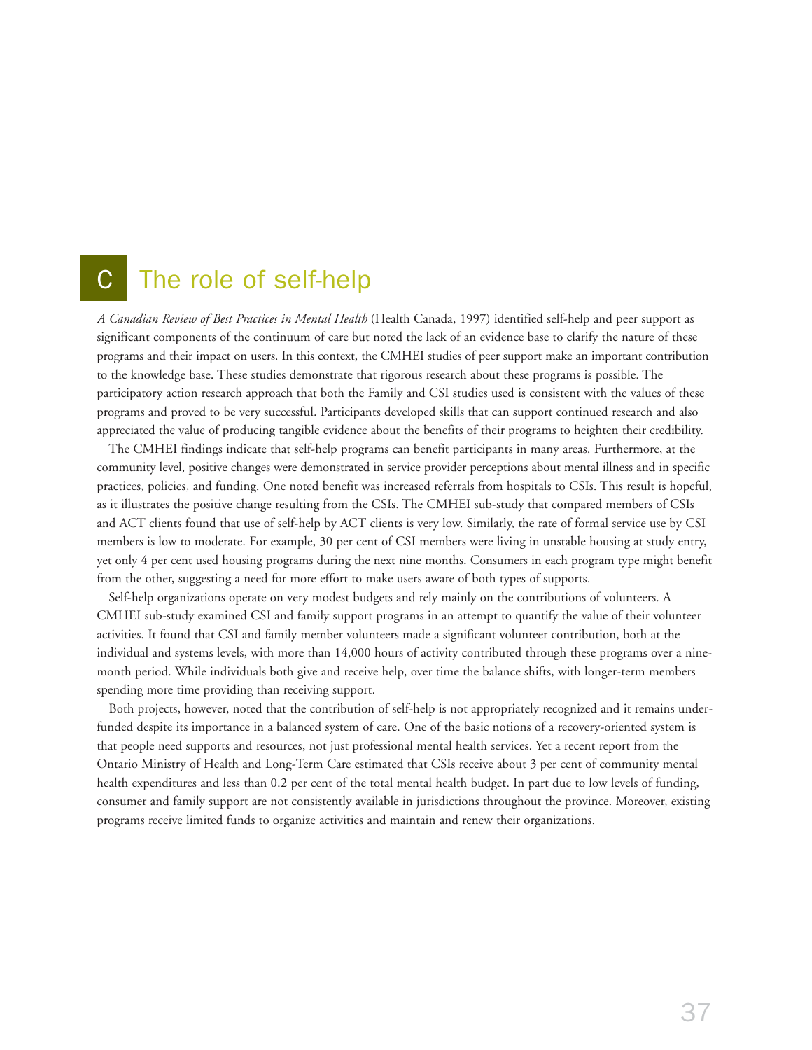# C The role of self-help

*A Canadian Review of Best Practices in Mental Health* (Health Canada, 1997) identified self-help and peer support as significant components of the continuum of care but noted the lack of an evidence base to clarify the nature of these programs and their impact on users. In this context, the CMHEI studies of peer support make an important contribution to the knowledge base. These studies demonstrate that rigorous research about these programs is possible. The participatory action research approach that both the Family and CSI studies used is consistent with the values of these programs and proved to be very successful. Participants developed skills that can support continued research and also appreciated the value of producing tangible evidence about the benefits of their programs to heighten their credibility.

The CMHEI findings indicate that self-help programs can benefit participants in many areas. Furthermore, at the community level, positive changes were demonstrated in service provider perceptions about mental illness and in specific practices, policies, and funding. One noted benefit was increased referrals from hospitals to CSIs. This result is hopeful, as it illustrates the positive change resulting from the CSIs. The CMHEI sub-study that compared members of CSIs and ACT clients found that use of self-help by ACT clients is very low. Similarly, the rate of formal service use by CSI members is low to moderate. For example, 30 per cent of CSI members were living in unstable housing at study entry, yet only 4 per cent used housing programs during the next nine months. Consumers in each program type might benefit from the other, suggesting a need for more effort to make users aware of both types of supports.

Self-help organizations operate on very modest budgets and rely mainly on the contributions of volunteers. A CMHEI sub-study examined CSI and family support programs in an attempt to quantify the value of their volunteer activities. It found that CSI and family member volunteers made a significant volunteer contribution, both at the individual and systems levels, with more than 14,000 hours of activity contributed through these programs over a nine-month period. While individuals both give and receive help, over time the balance shifts, with longer-term members spending more time providing than receiving support.

Both projects, however, noted that the contribution of self-help is not appropriately recognized and it remains under-funded despite its importance in a balanced system of care. One of the basic notions of a recovery-oriented system is that people need supports and resources, not just professional mental health services. Yet a recent report from the Ontario Ministry of Health and Long-Term Care estimated that CSIs receive about 3 per cent of community mental health expenditures and less than 0.2 per cent of the total mental health budget. In part due to low levels of funding, consumer and family support are not consistently available in jurisdictions throughout the province. Moreover, existing programs receive limited funds to organize activities and maintain and renew their organizations.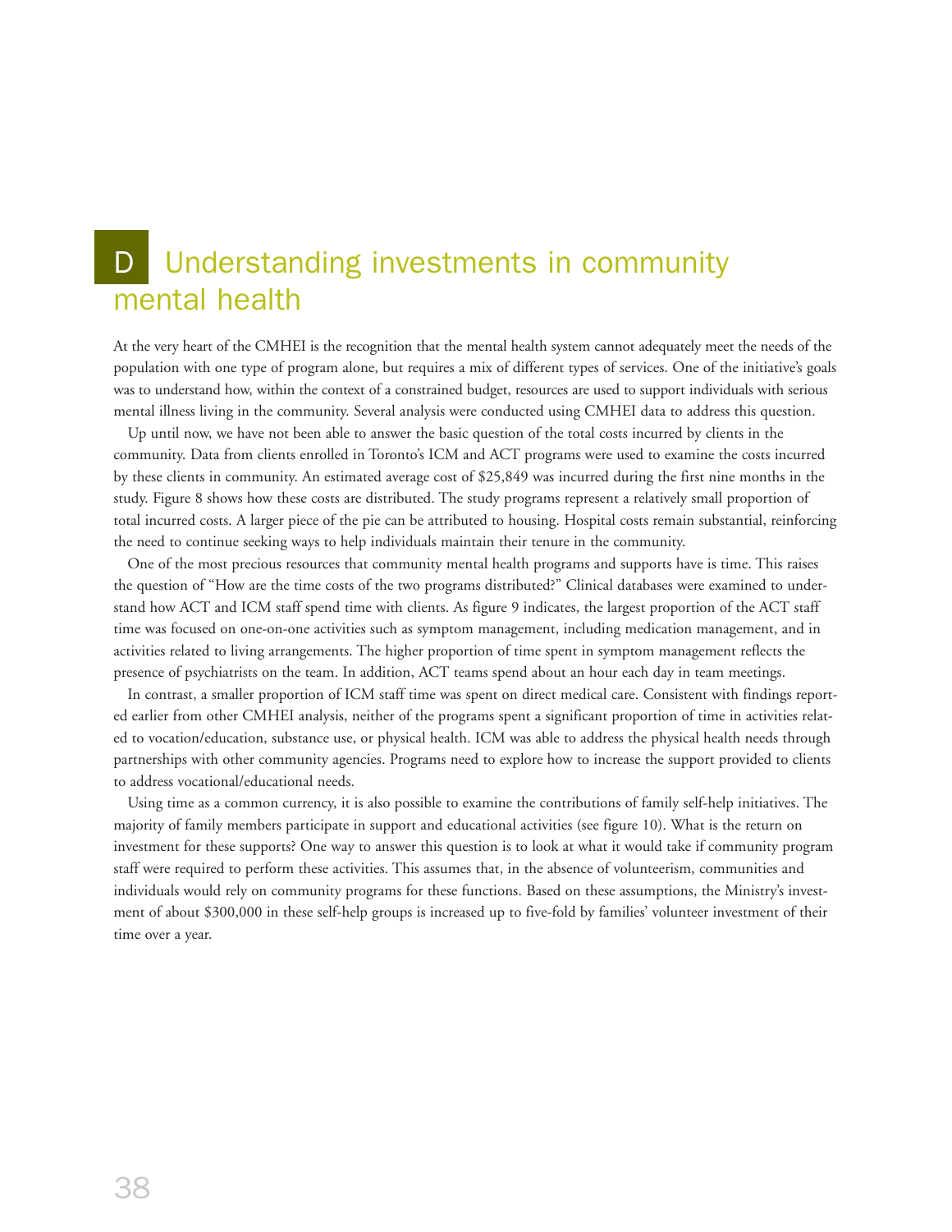# D Understanding investments in community mental health

At the very heart of the CMHEI is the recognition that the mental health system cannot adequately meet the needs of the population with one type of program alone, but requires a mix of different types of services. One of the initiative's goals was to understand how, within the context of a constrained budget, resources are used to support individuals with serious mental illness living in the community. Several analysis were conducted using CMHEI data to address this question.

Up until now, we have not been able to answer the basic question of the total costs incurred by clients in the community. Data from clients enrolled in Toronto's ICM and ACT programs were used to examine the costs incurred by these clients in community. An estimated average cost of $25,849 was incurred during the first nine months in the study. Figure 8 shows how these costs are distributed. The study programs represent a relatively small proportion of total incurred costs. A larger piece of the pie can be attributed to housing. Hospital costs remain substantial, reinforcing the need to continue seeking ways to help individuals maintain their tenure in the community.

One of the most precious resources that community mental health programs and supports have is time. This raises the question of "How are the time costs of the two programs distributed?" Clinical databases were examined to understand how ACT and ICM staff spend time with clients. As figure 9 indicates, the largest proportion of the ACT staff time was focused on one-on-one activities such as symptom management, including medication management, and in activities related to living arrangements. The higher proportion of time spent in symptom management reflects the presence of psychiatrists on the team. In addition, ACT teams spend about an hour each day in team meetings.

In contrast, a smaller proportion of ICM staff time was spent on direct medical care. Consistent with findings reported earlier from other CMHEI analysis, neither of the programs spent a significant proportion of time in activities related to vocation/education, substance use, or physical health. ICM was able to address the physical health needs through partnerships with other community agencies. Programs need to explore how to increase the support provided to clients to address vocational/educational needs.

Using time as a common currency, it is also possible to examine the contributions of family self-help initiatives. The majority of family members participate in support and educational activities (see figure 10). What is the return on investment for these supports? One way to answer this question is to look at what it would take if community program staff were required to perform these activities. This assumes that, in the absence of volunteerism, communities and individuals would rely on community programs for these functions. Based on these assumptions, the Ministry's investment of about $300,000 in these self-help groups is increased up to five-fold by families' volunteer investment of their time over a year.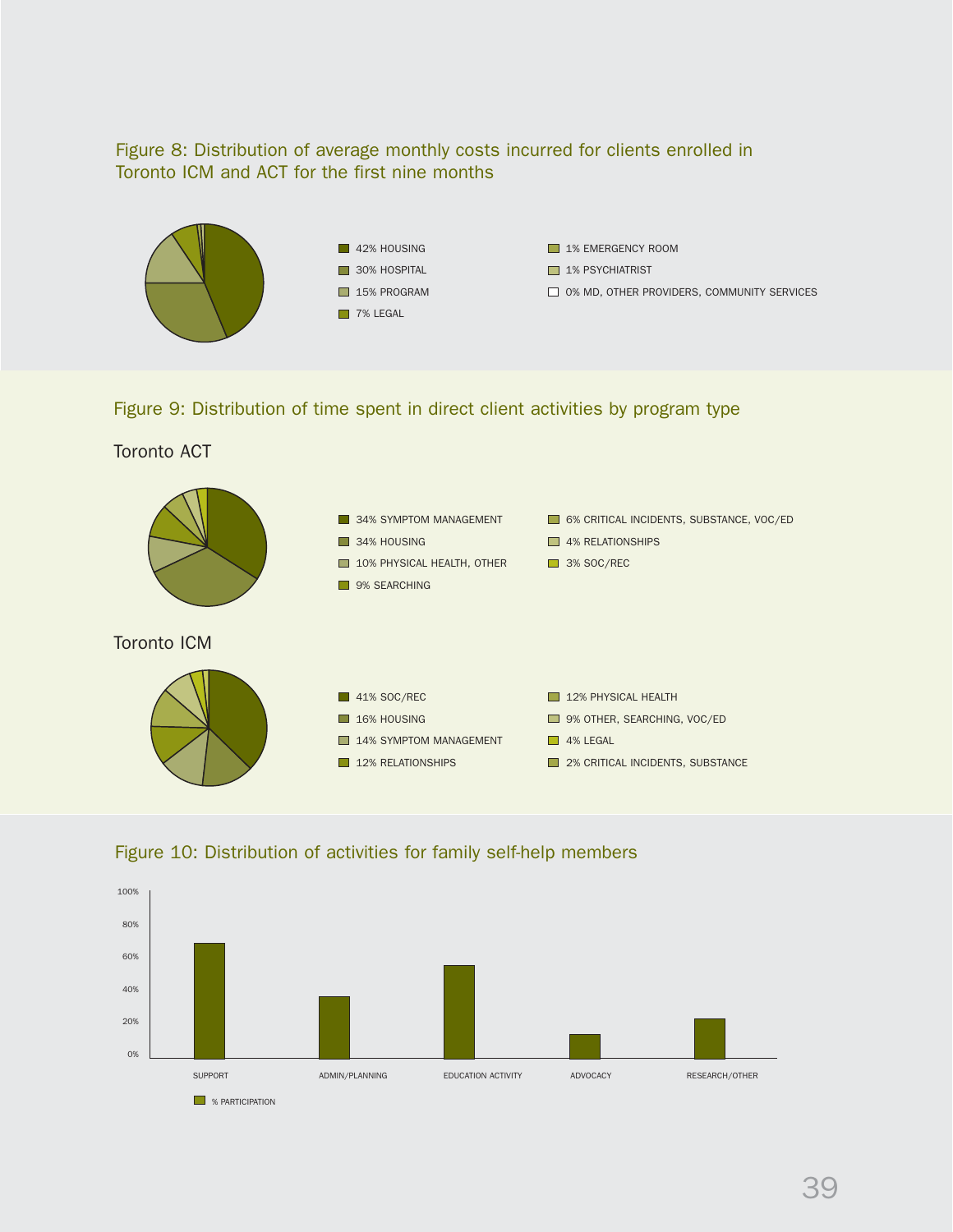Figure 8: Distribution of average monthly costs incurred for clients enrolled in Toronto ICM and ACT for the first nine months

- 42% HOUSING
- 30% HOSPITAL
- 15% PROGRAM
- 7% LEGAL
- 1% EMERGENCY ROOM
- 1% PSYCHIATRIST
- 0% MD, OTHER PROVIDERS, COMMUNITY SERVICES

Figure 9: Distribution of time spent in direct client activities by program type

Toronto ACT

- 34% SYMPTOM MANAGEMENT
- 34% HOUSING
- 10% PHYSICAL HEALTH, OTHER
- 9% SEARCHING
- 6% CRITICAL INCIDENTS, SUBSTANCE, VOC/ED
- 4% RELATIONSHIPS
- 3% SOC/REC

Toronto ICM

- 41% SOC/REC
- 16% HOUSING
- 14% SYMPTOM MANAGEMENT
- 12% RELATIONSHIPS
- 12% PHYSICAL HEALTH
- 9% OTHER, SEARCHING, VOC/ED
- 4% LEGAL
- 2% CRITICAL INCIDENTS, SUBSTANCE

Figure 10: Distribution of activities for family self-help members

Bar chart (% PARTICIPATION; y-axis 0%–100%) with categories: SUPPORT, ADMIN/PLANNING, EDUCATION ACTIVITY, ADVOCACY, RESEARCH/OTHER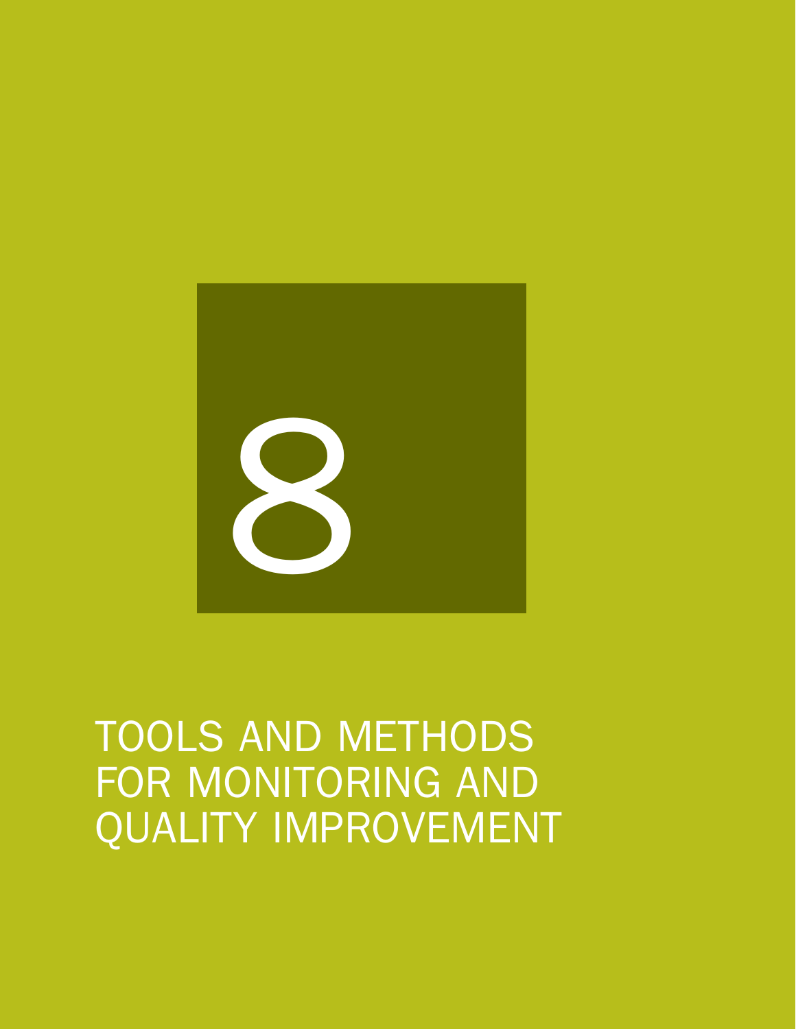# 8

# TOOLS AND METHODS FOR MONITORING AND QUALITY IMPROVEMENT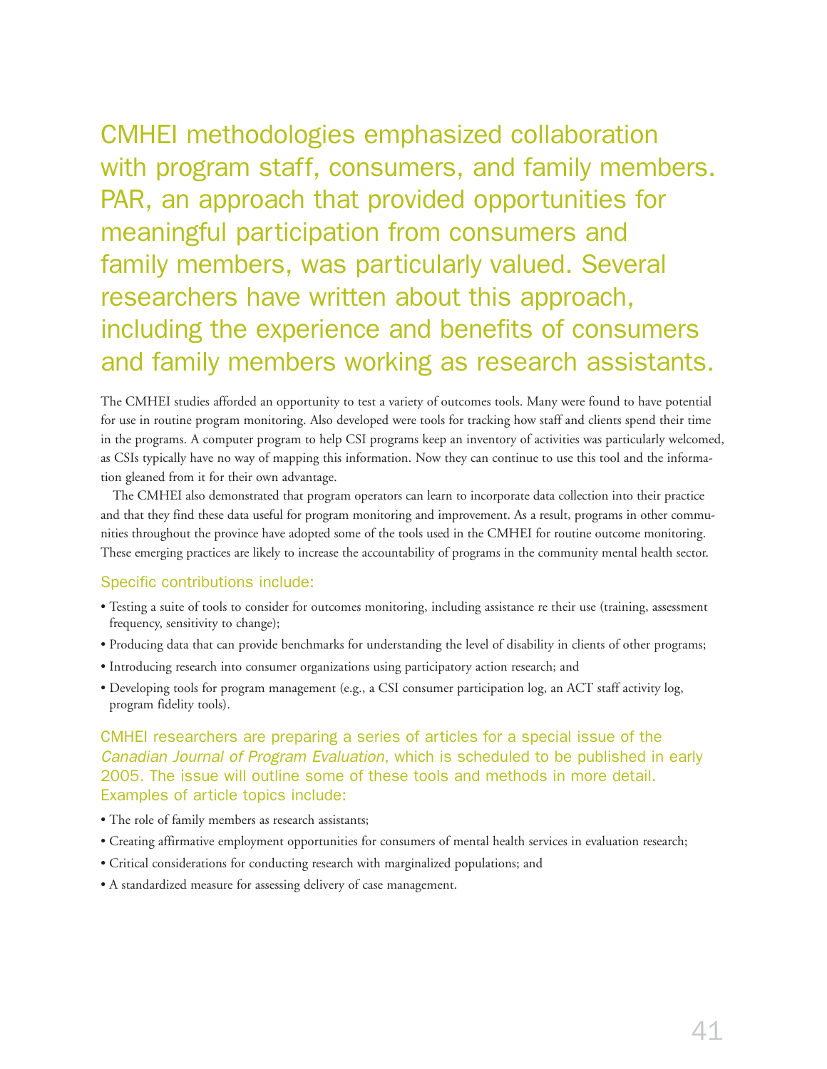CMHEI methodologies emphasized collaboration with program staff, consumers, and family members. PAR, an approach that provided opportunities for meaningful participation from consumers and family members, was particularly valued. Several researchers have written about this approach, including the experience and benefits of consumers and family members working as research assistants.

The CMHEI studies afforded an opportunity to test a variety of outcomes tools. Many were found to have potential for use in routine program monitoring. Also developed were tools for tracking how staff and clients spend their time in the programs. A computer program to help CSI programs keep an inventory of activities was particularly welcomed, as CSIs typically have no way of mapping this information. Now they can continue to use this tool and the information gleaned from it for their own advantage.

The CMHEI also demonstrated that program operators can learn to incorporate data collection into their practice and that they find these data useful for program monitoring and improvement. As a result, programs in other communities throughout the province have adopted some of the tools used in the CMHEI for routine outcome monitoring. These emerging practices are likely to increase the accountability of programs in the community mental health sector.

### Specific contributions include:

- Testing a suite of tools to consider for outcomes monitoring, including assistance re their use (training, assessment frequency, sensitivity to change);
- Producing data that can provide benchmarks for understanding the level of disability in clients of other programs;
- Introducing research into consumer organizations using participatory action research; and
- Developing tools for program management (e.g., a CSI consumer participation log, an ACT staff activity log, program fidelity tools).

### CMHEI researchers are preparing a series of articles for a special issue of the *Canadian Journal of Program Evaluation*, which is scheduled to be published in early 2005. The issue will outline some of these tools and methods in more detail. Examples of article topics include:

- The role of family members as research assistants;
- Creating affirmative employment opportunities for consumers of mental health services in evaluation research;
- Critical considerations for conducting research with marginalized populations; and
- A standardized measure for assessing delivery of case management.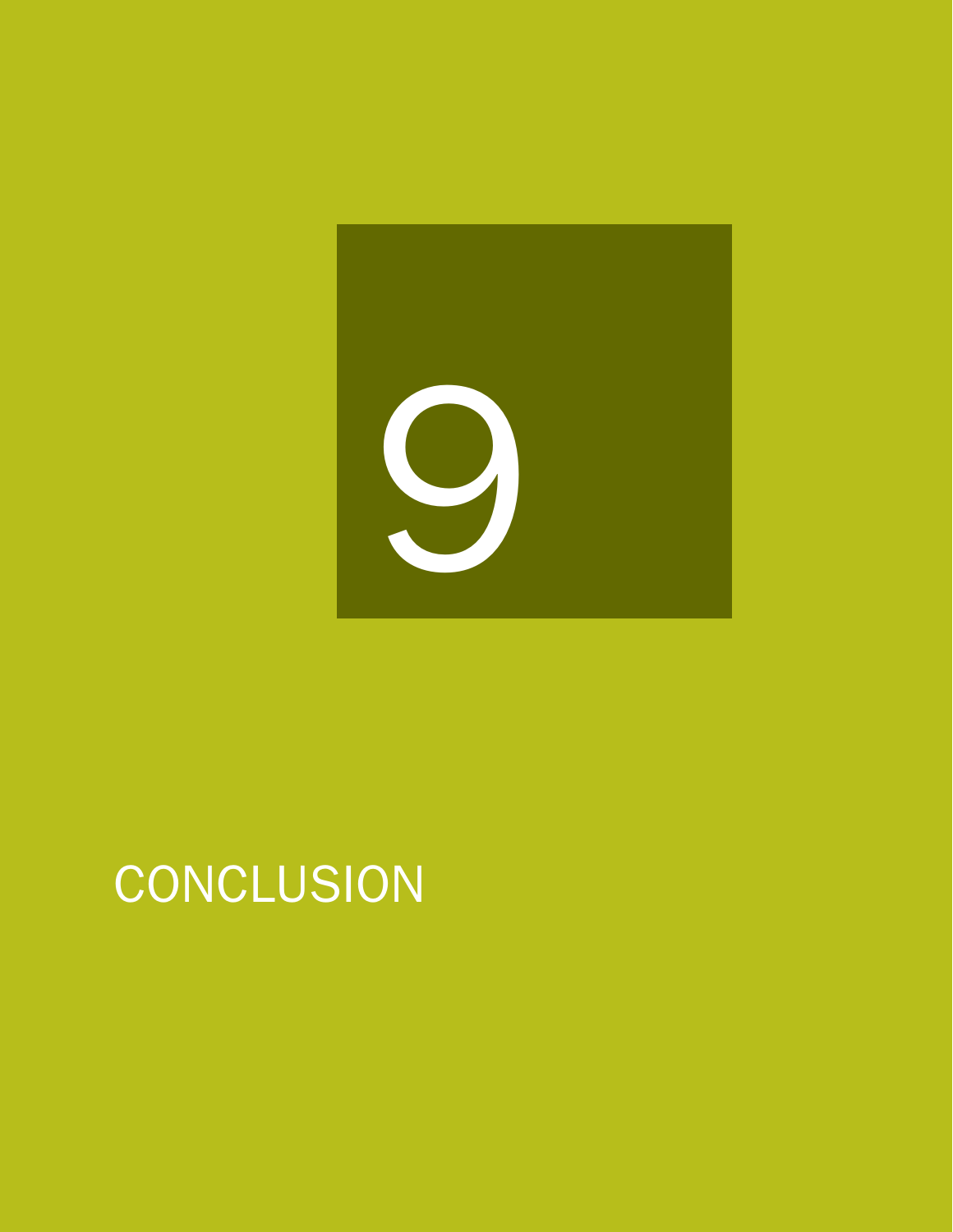# 9

# CONCLUSION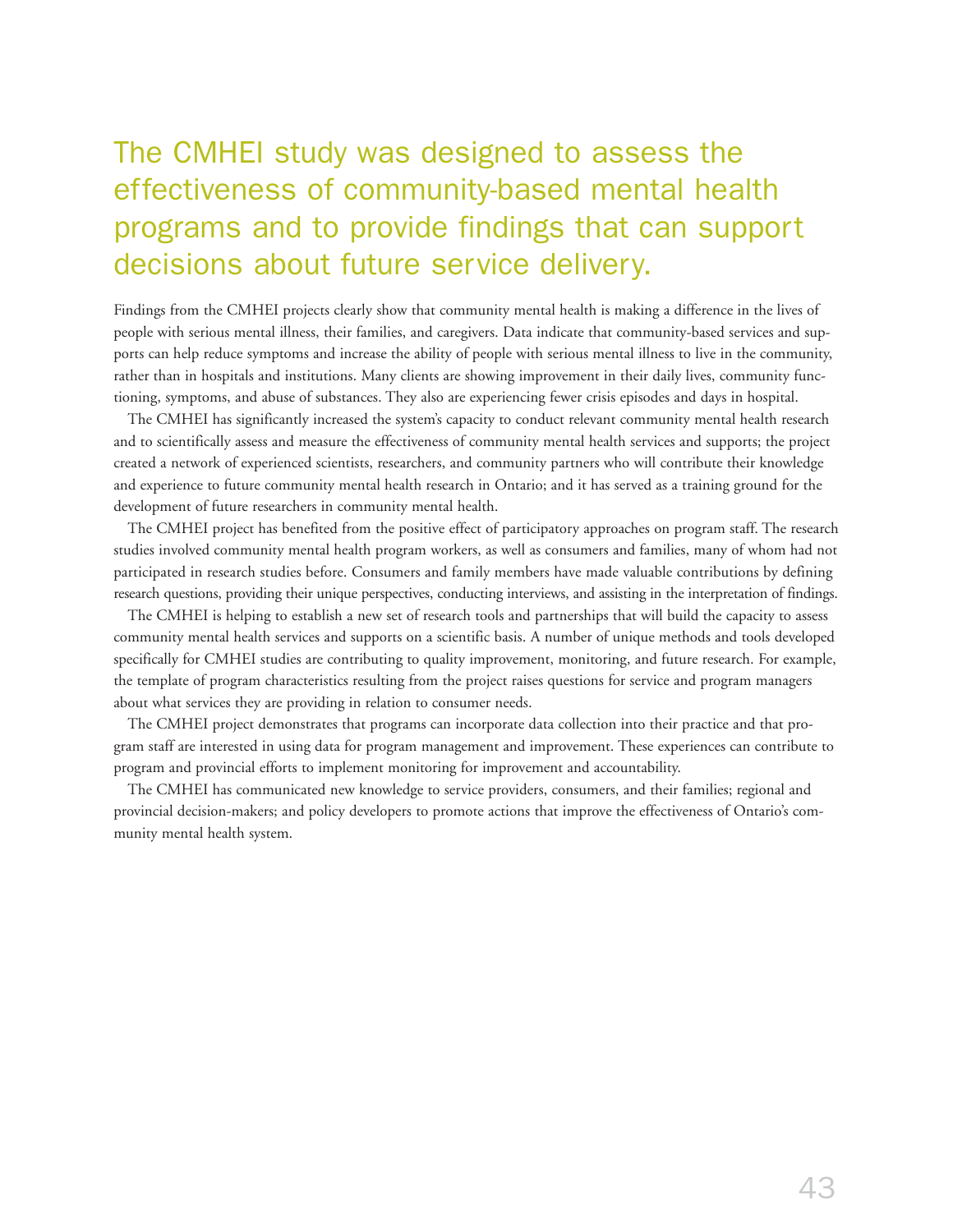# The CMHEI study was designed to assess the effectiveness of community-based mental health programs and to provide findings that can support decisions about future service delivery.

Findings from the CMHEI projects clearly show that community mental health is making a difference in the lives of people with serious mental illness, their families, and caregivers. Data indicate that community-based services and supports can help reduce symptoms and increase the ability of people with serious mental illness to live in the community, rather than in hospitals and institutions. Many clients are showing improvement in their daily lives, community functioning, symptoms, and abuse of substances. They also are experiencing fewer crisis episodes and days in hospital.

The CMHEI has significantly increased the system's capacity to conduct relevant community mental health research and to scientifically assess and measure the effectiveness of community mental health services and supports; the project created a network of experienced scientists, researchers, and community partners who will contribute their knowledge and experience to future community mental health research in Ontario; and it has served as a training ground for the development of future researchers in community mental health.

The CMHEI project has benefited from the positive effect of participatory approaches on program staff. The research studies involved community mental health program workers, as well as consumers and families, many of whom had not participated in research studies before. Consumers and family members have made valuable contributions by defining research questions, providing their unique perspectives, conducting interviews, and assisting in the interpretation of findings.

The CMHEI is helping to establish a new set of research tools and partnerships that will build the capacity to assess community mental health services and supports on a scientific basis. A number of unique methods and tools developed specifically for CMHEI studies are contributing to quality improvement, monitoring, and future research. For example, the template of program characteristics resulting from the project raises questions for service and program managers about what services they are providing in relation to consumer needs.

The CMHEI project demonstrates that programs can incorporate data collection into their practice and that program staff are interested in using data for program management and improvement. These experiences can contribute to program and provincial efforts to implement monitoring for improvement and accountability.

The CMHEI has communicated new knowledge to service providers, consumers, and their families; regional and provincial decision-makers; and policy developers to promote actions that improve the effectiveness of Ontario's community mental health system.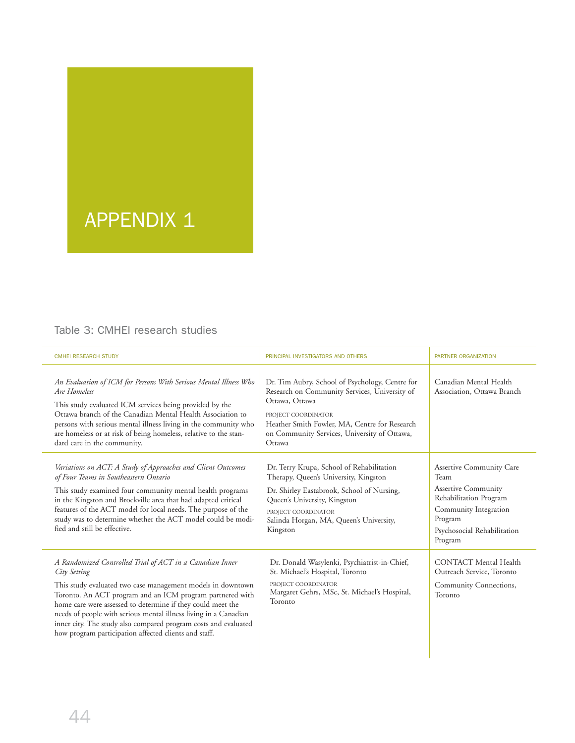# APPENDIX 1

Table 3: CMHEI research studies

| CMHEI RESEARCH STUDY | PRINCIPAL INVESTIGATORS AND OTHERS | PARTNER ORGANIZATION |
|---|---|---|
| *An Evaluation of ICM for Persons With Serious Mental Illness Who Are Homeless*<br>This study evaluated ICM services being provided by the Ottawa branch of the Canadian Mental Health Association to persons with serious mental illness living in the community who are homeless or at risk of being homeless, relative to the standard care in the community. | Dr. Tim Aubry, School of Psychology, Centre for Research on Community Services, University of Ottawa, Ottawa<br>PROJECT COORDINATOR<br>Heather Smith Fowler, MA, Centre for Research on Community Services, University of Ottawa, Ottawa | Canadian Mental Health Association, Ottawa Branch |
| *Variations on ACT: A Study of Approaches and Client Outcomes of Four Teams in Southeastern Ontario*<br>This study examined four community mental health programs in the Kingston and Brockville area that had adapted critical features of the ACT model for local needs. The purpose of the study was to determine whether the ACT model could be modified and still be effective. | Dr. Terry Krupa, School of Rehabilitation Therapy, Queen's University, Kingston<br>Dr. Shirley Eastabrook, School of Nursing, Queen's University, Kingston<br>PROJECT COORDINATOR<br>Salinda Horgan, MA, Queen's University, Kingston | Assertive Community Care Team<br>Assertive Community Rehabilitation Program<br>Community Integration Program<br>Psychosocial Rehabilitation Program |
| *A Randomized Controlled Trial of ACT in a Canadian Inner City Setting*<br>This study evaluated two case management models in downtown Toronto. An ACT program and an ICM program partnered with home care were assessed to determine if they could meet the needs of people with serious mental illness living in a Canadian inner city. The study also compared program costs and evaluated how program participation affected clients and staff. | Dr. Donald Wasylenki, Psychiatrist-in-Chief, St. Michael's Hospital, Toronto<br>PROJECT COORDINATOR<br>Margaret Gehrs, MSc, St. Michael's Hospital, Toronto | CONTACT Mental Health Outreach Service, Toronto<br>Community Connections, Toronto |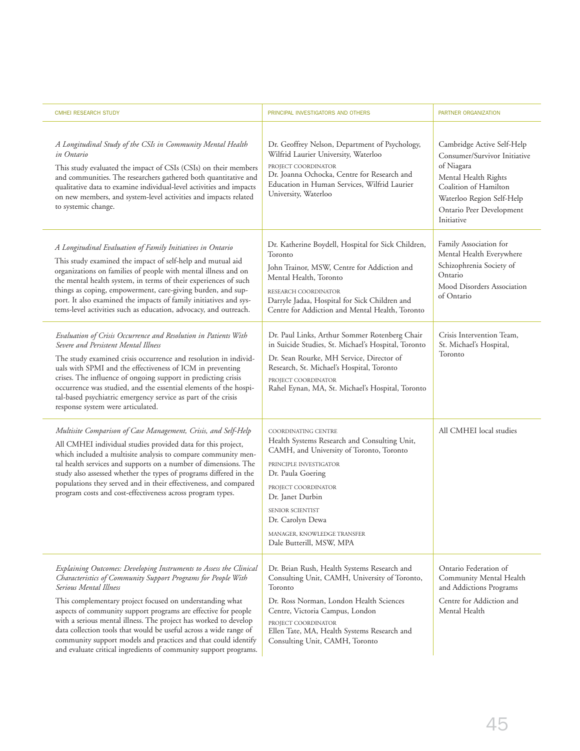| CMHEI RESEARCH STUDY | PRINCIPAL INVESTIGATORS AND OTHERS | PARTNER ORGANIZATION |
|---|---|---|
| *A Longitudinal Study of the CSIs in Community Mental Health in Ontario*<br>This study evaluated the impact of CSIs (CSIs) on their members and communities. The researchers gathered both quantitative and qualitative data to examine individual-level activities and impacts on new members, and system-level activities and impacts related to systemic change. | Dr. Geoffrey Nelson, Department of Psychology, Wilfrid Laurier University, Waterloo<br>PROJECT COORDINATOR<br>Dr. Joanna Ochocka, Centre for Research and Education in Human Services, Wilfrid Laurier University, Waterloo | Cambridge Active Self-Help<br>Consumer/Survivor Initiative of Niagara<br>Mental Health Rights Coalition of Hamilton<br>Waterloo Region Self-Help<br>Ontario Peer Development Initiative |
| *A Longitudinal Evaluation of Family Initiatives in Ontario*<br>This study examined the impact of self-help and mutual aid organizations on families of people with mental illness and on the mental health system, in terms of their experiences of such things as coping, empowerment, care-giving burden, and support. It also examined the impacts of family initiatives and systems-level activities such as education, advocacy, and outreach. | Dr. Katherine Boydell, Hospital for Sick Children, Toronto<br>John Trainor, MSW, Centre for Addiction and Mental Health, Toronto<br>RESEARCH COORDINATOR<br>Darryle Jadaa, Hospital for Sick Children and Centre for Addiction and Mental Health, Toronto | Family Association for Mental Health Everywhere<br>Schizophrenia Society of Ontario<br>Mood Disorders Association of Ontario |
| *Evaluation of Crisis Occurrence and Resolution in Patients With Severe and Persistent Mental Illness*<br>The study examined crisis occurrence and resolution in individuals with SPMI and the effectiveness of ICM in preventing crises. The influence of ongoing support in predicting crisis occurrence was studied, and the essential elements of the hospital-based psychiatric emergency service as part of the crisis response system were articulated. | Dr. Paul Links, Arthur Sommer Rotenberg Chair in Suicide Studies, St. Michael's Hospital, Toronto<br>Dr. Sean Rourke, MH Service, Director of Research, St. Michael's Hospital, Toronto<br>PROJECT COORDINATOR<br>Rahel Eynan, MA, St. Michael's Hospital, Toronto | Crisis Intervention Team, St. Michael's Hospital, Toronto |
| *Multisite Comparison of Case Management, Crisis, and Self-Help*<br>All CMHEI individual studies provided data for this project, which included a multisite analysis to compare community mental health services and supports on a number of dimensions. The study also assessed whether the types of programs differed in the populations they served and in their effectiveness, and compared program costs and cost-effectiveness across program types. | COORDINATING CENTRE<br>Health Systems Research and Consulting Unit, CAMH, and University of Toronto, Toronto<br>PRINCIPLE INVESTIGATOR<br>Dr. Paula Goering<br>PROJECT COORDINATOR<br>Dr. Janet Durbin<br>SENIOR SCIENTIST<br>Dr. Carolyn Dewa<br>MANAGER, KNOWLEDGE TRANSFER<br>Dale Butterill, MSW, MPA | All CMHEI local studies |
| *Explaining Outcomes: Developing Instruments to Assess the Clinical Characteristics of Community Support Programs for People With Serious Mental Illness*<br>This complementary project focused on understanding what aspects of community support programs are effective for people with a serious mental illness. The project has worked to develop data collection tools that would be useful across a wide range of community support models and practices and that could identify and evaluate critical ingredients of community support programs. | Dr. Brian Rush, Health Systems Research and Consulting Unit, CAMH, University of Toronto, Toronto<br>Dr. Ross Norman, London Health Sciences Centre, Victoria Campus, London<br>PROJECT COORDINATOR<br>Ellen Tate, MA, Health Systems Research and Consulting Unit, CAMH, Toronto | Ontario Federation of Community Mental Health and Addictions Programs<br>Centre for Addiction and Mental Health |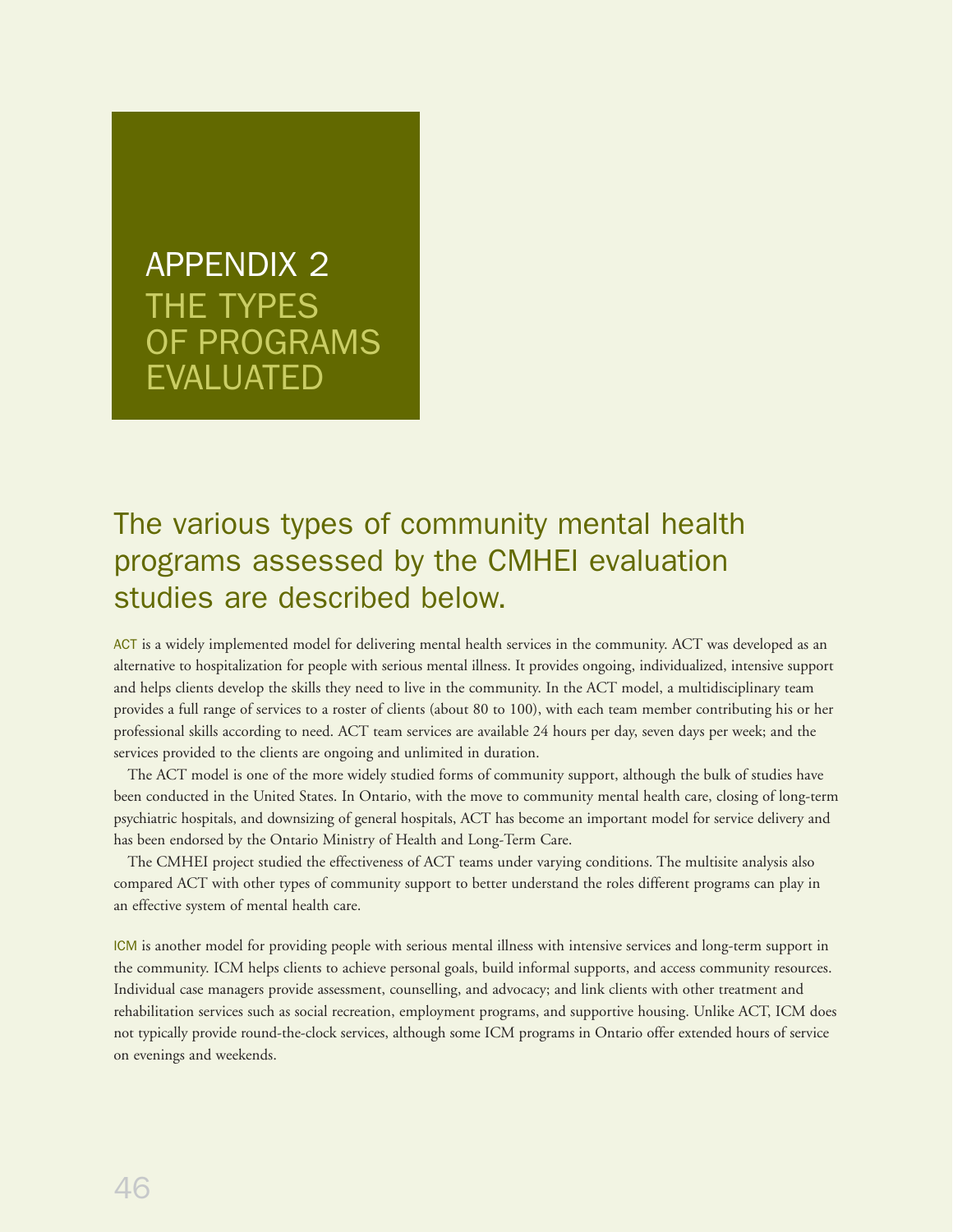# APPENDIX 2 THE TYPES OF PROGRAMS EVALUATED

## The various types of community mental health programs assessed by the CMHEI evaluation studies are described below.

ACT is a widely implemented model for delivering mental health services in the community. ACT was developed as an alternative to hospitalization for people with serious mental illness. It provides ongoing, individualized, intensive support and helps clients develop the skills they need to live in the community. In the ACT model, a multidisciplinary team provides a full range of services to a roster of clients (about 80 to 100), with each team member contributing his or her professional skills according to need. ACT team services are available 24 hours per day, seven days per week; and the services provided to the clients are ongoing and unlimited in duration.

The ACT model is one of the more widely studied forms of community support, although the bulk of studies have been conducted in the United States. In Ontario, with the move to community mental health care, closing of long-term psychiatric hospitals, and downsizing of general hospitals, ACT has become an important model for service delivery and has been endorsed by the Ontario Ministry of Health and Long-Term Care.

The CMHEI project studied the effectiveness of ACT teams under varying conditions. The multisite analysis also compared ACT with other types of community support to better understand the roles different programs can play in an effective system of mental health care.

ICM is another model for providing people with serious mental illness with intensive services and long-term support in the community. ICM helps clients to achieve personal goals, build informal supports, and access community resources. Individual case managers provide assessment, counselling, and advocacy; and link clients with other treatment and rehabilitation services such as social recreation, employment programs, and supportive housing. Unlike ACT, ICM does not typically provide round-the-clock services, although some ICM programs in Ontario offer extended hours of service on evenings and weekends.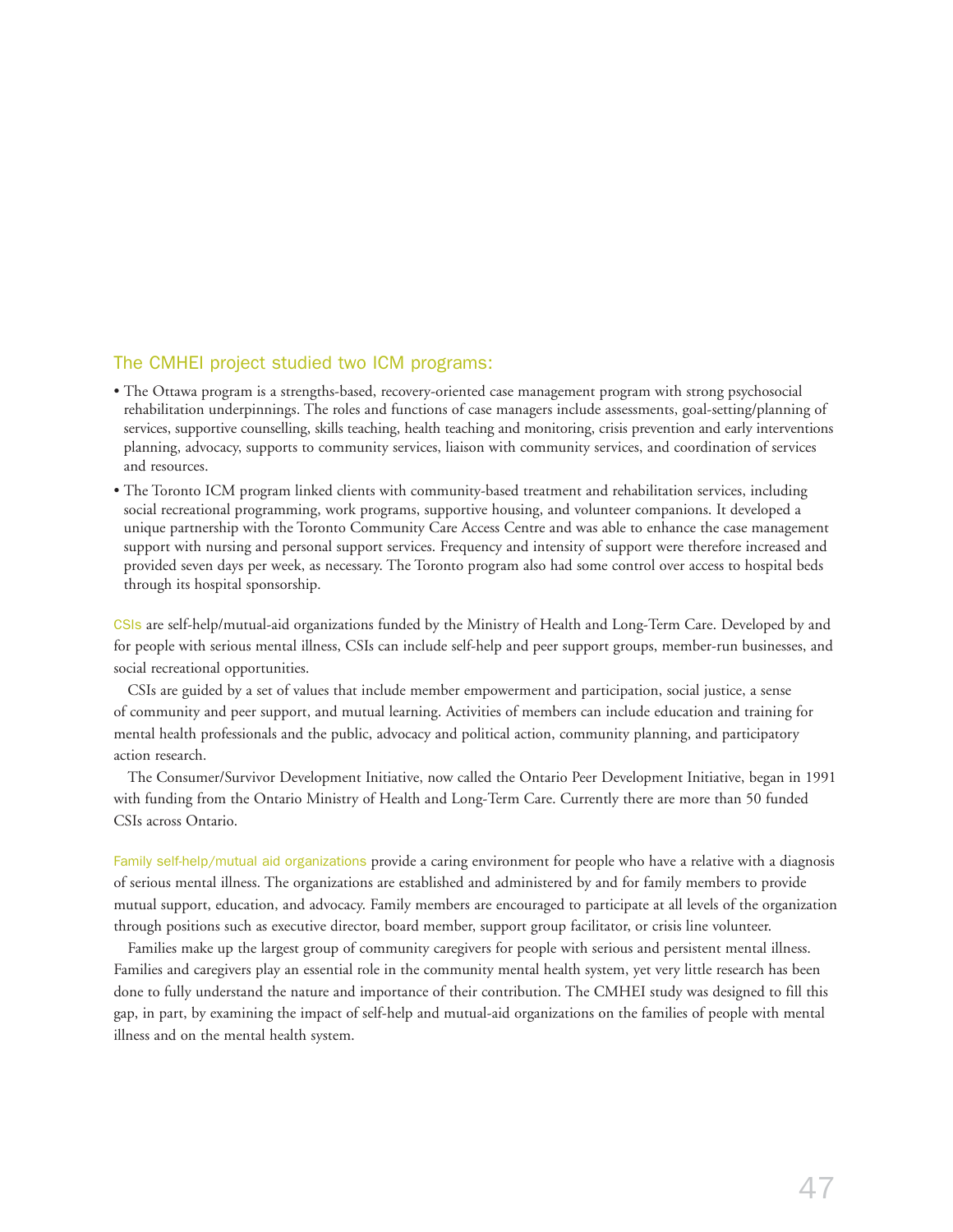### The CMHEI project studied two ICM programs:

- The Ottawa program is a strengths-based, recovery-oriented case management program with strong psychosocial rehabilitation underpinnings. The roles and functions of case managers include assessments, goal-setting/planning of services, supportive counselling, skills teaching, health teaching and monitoring, crisis prevention and early interventions planning, advocacy, supports to community services, liaison with community services, and coordination of services and resources.
- The Toronto ICM program linked clients with community-based treatment and rehabilitation services, including social recreational programming, work programs, supportive housing, and volunteer companions. It developed a unique partnership with the Toronto Community Care Access Centre and was able to enhance the case management support with nursing and personal support services. Frequency and intensity of support were therefore increased and provided seven days per week, as necessary. The Toronto program also had some control over access to hospital beds through its hospital sponsorship.

CSIs are self-help/mutual-aid organizations funded by the Ministry of Health and Long-Term Care. Developed by and for people with serious mental illness, CSIs can include self-help and peer support groups, member-run businesses, and social recreational opportunities.

CSIs are guided by a set of values that include member empowerment and participation, social justice, a sense of community and peer support, and mutual learning. Activities of members can include education and training for mental health professionals and the public, advocacy and political action, community planning, and participatory action research.

The Consumer/Survivor Development Initiative, now called the Ontario Peer Development Initiative, began in 1991 with funding from the Ontario Ministry of Health and Long-Term Care. Currently there are more than 50 funded CSIs across Ontario.

Family self-help/mutual aid organizations provide a caring environment for people who have a relative with a diagnosis of serious mental illness. The organizations are established and administered by and for family members to provide mutual support, education, and advocacy. Family members are encouraged to participate at all levels of the organization through positions such as executive director, board member, support group facilitator, or crisis line volunteer.

Families make up the largest group of community caregivers for people with serious and persistent mental illness. Families and caregivers play an essential role in the community mental health system, yet very little research has been done to fully understand the nature and importance of their contribution. The CMHEI study was designed to fill this gap, in part, by examining the impact of self-help and mutual-aid organizations on the families of people with mental illness and on the mental health system.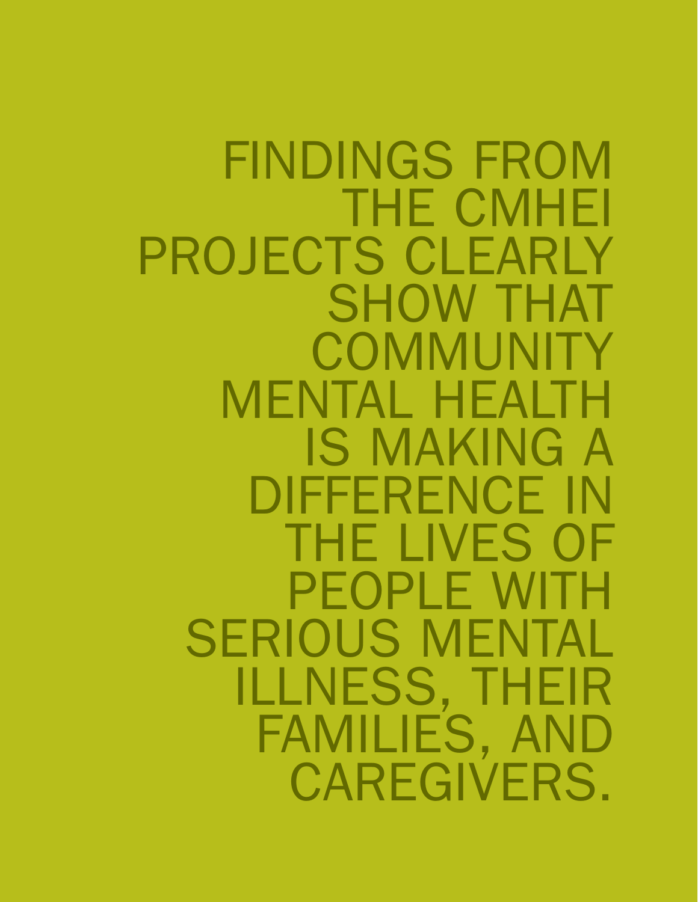FINDINGS FROM THE CMHEI PROJECTS CLEARLY SHOW THAT COMMUNITY MENTAL HEALTH IS MAKING A DIFFERENCE IN THE LIVES OF PEOPLE WITH SERIOUS MENTAL ILLNESS, THEIR FAMILIES, AND CAREGIVERS.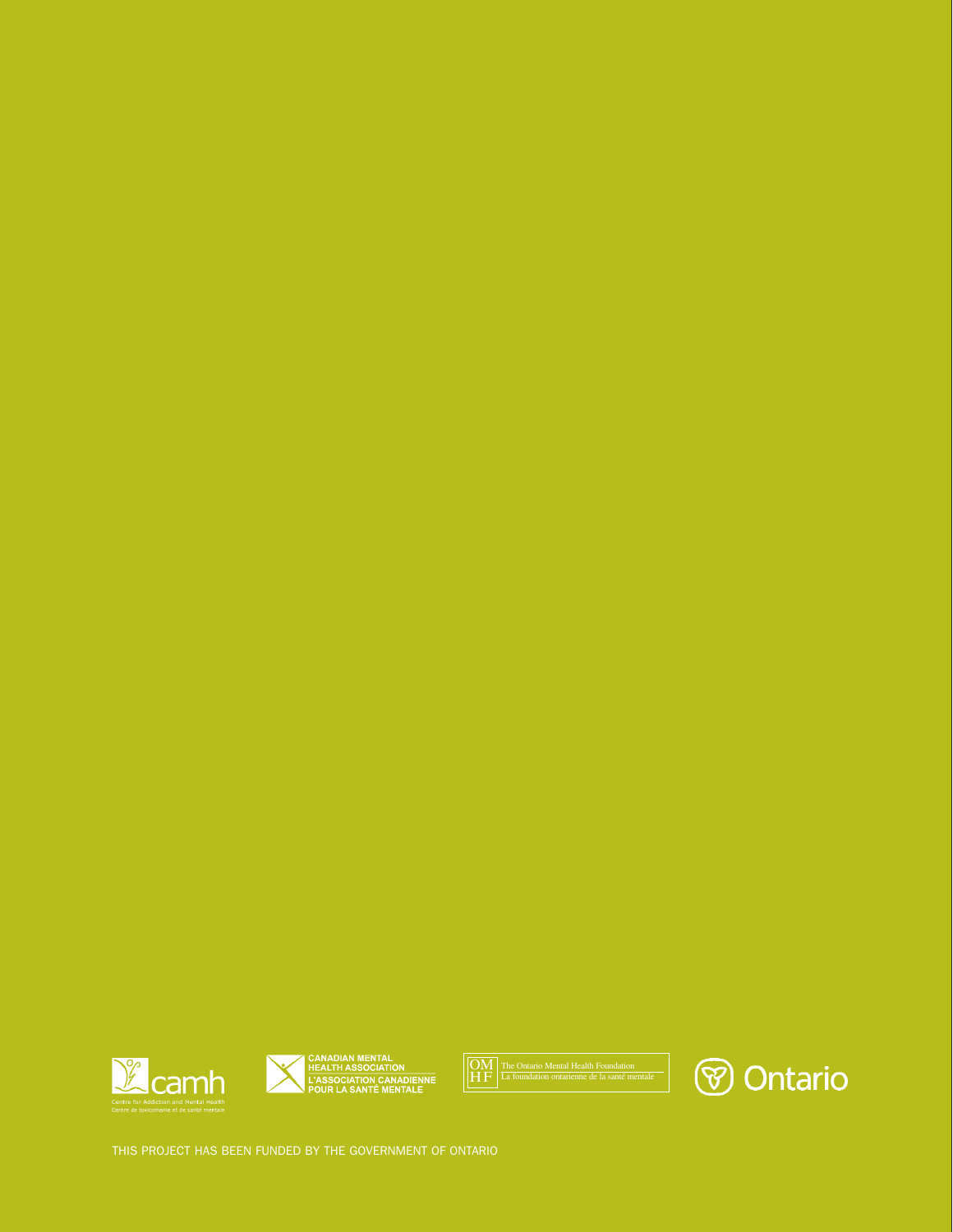camh

Centre for Addiction and Mental Health
Centre de toxicomanie et de santé mentale

CANADIAN MENTAL HEALTH ASSOCIATION
L'ASSOCIATION CANADIENNE POUR LA SANTÉ MENTALE

OM HF The Ontario Mental Health Foundation
La foundation ontarienne de la santé mentale

Ontario

THIS PROJECT HAS BEEN FUNDED BY THE GOVERNMENT OF ONTARIO